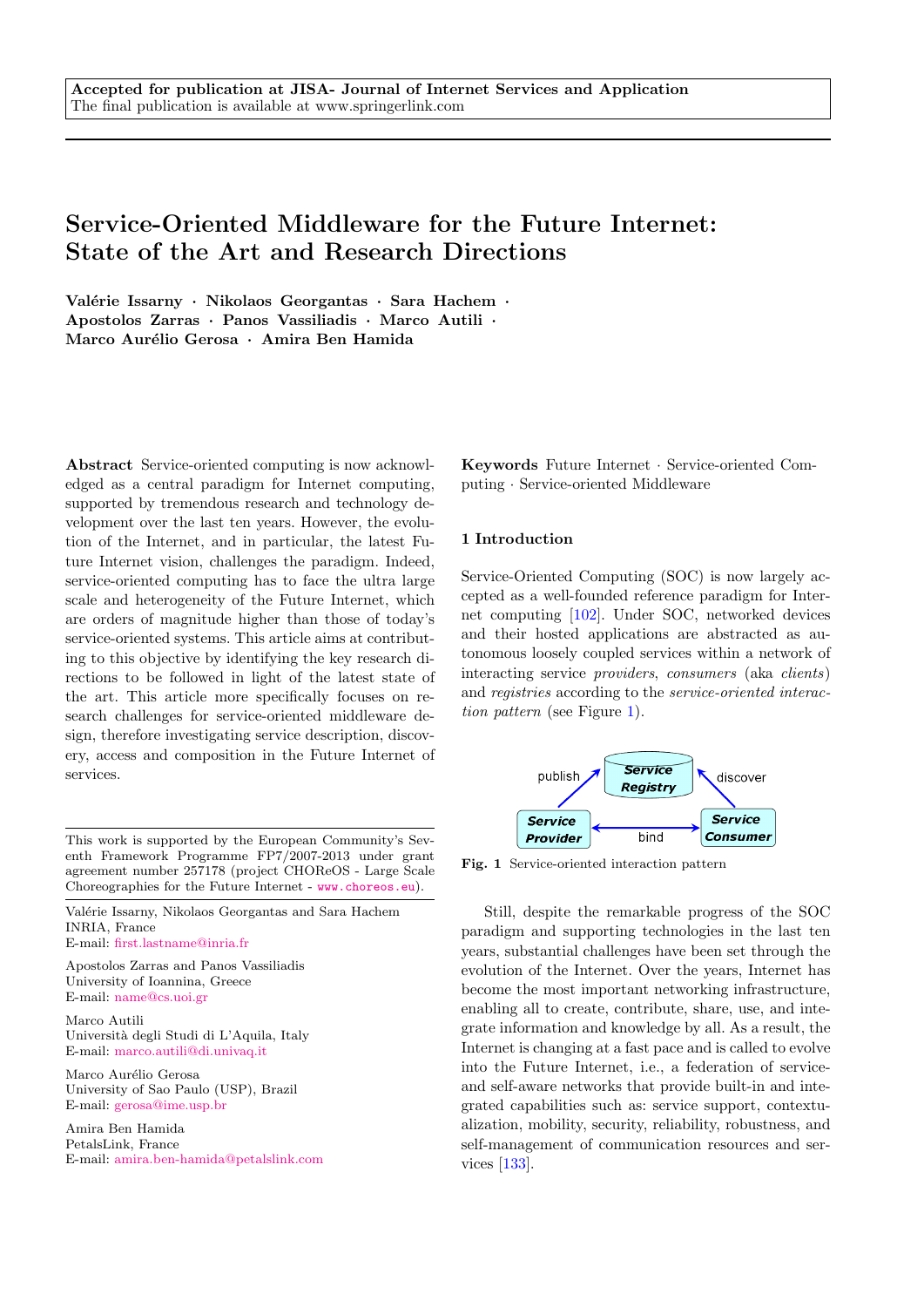**Accepted for publication at JISA- Journal of Internet Services and Application**
The final publication is available at www.springerlink.com

# Service-Oriented Middleware for the Future Internet: State of the Art and Research Directions

**Valérie Issarny · Nikolaos Georgantas · Sara Hachem · Apostolos Zarras · Panos Vassiliadis · Marco Autili · Marco Aurélio Gerosa · Amira Ben Hamida**

**Abstract** Service-oriented computing is now acknowledged as a central paradigm for Internet computing, supported by tremendous research and technology development over the last ten years. However, the evolution of the Internet, and in particular, the latest Future Internet vision, challenges the paradigm. Indeed, service-oriented computing has to face the ultra large scale and heterogeneity of the Future Internet, which are orders of magnitude higher than those of today's service-oriented systems. This article aims at contributing to this objective by identifying the key research directions to be followed in light of the latest state of the art. This article more specifically focuses on research challenges for service-oriented middleware design, therefore investigating service description, discovery, access and composition in the Future Internet of services.

This work is supported by the European Community's Seventh Framework Programme FP7/2007-2013 under grant agreement number 257178 (project CHOReOS - Large Scale Choreographies for the Future Internet - www.choreos.eu).

Valérie Issarny, Nikolaos Georgantas and Sara Hachem
INRIA, France
E-mail: first.lastname@inria.fr

Apostolos Zarras and Panos Vassiliadis
University of Ioannina, Greece
E-mail: name@cs.uoi.gr

Marco Autili
Università degli Studi di L'Aquila, Italy
E-mail: marco.autili@di.univaq.it

Marco Aurélio Gerosa
University of Sao Paulo (USP), Brazil
E-mail: gerosa@ime.usp.br

Amira Ben Hamida
PetalsLink, France
E-mail: amira.ben-hamida@petalslink.com

**Keywords** Future Internet · Service-oriented Computing · Service-oriented Middleware

## 1 Introduction

Service-Oriented Computing (SOC) is now largely accepted as a well-founded reference paradigm for Internet computing [102]. Under SOC, networked devices and their hosted applications are abstracted as autonomous loosely coupled services within a network of interacting service *providers*, *consumers* (aka *clients*) and *registries* according to the *service-oriented interaction pattern* (see Figure 1).

**Fig. 1** Service-oriented interaction pattern

Still, despite the remarkable progress of the SOC paradigm and supporting technologies in the last ten years, substantial challenges have been set through the evolution of the Internet. Over the years, Internet has become the most important networking infrastructure, enabling all to create, contribute, share, use, and integrate information and knowledge by all. As a result, the Internet is changing at a fast pace and is called to evolve into the Future Internet, i.e., a federation of service- and self-aware networks that provide built-in and integrated capabilities such as: service support, contextualization, mobility, security, reliability, robustness, and self-management of communication resources and services [133].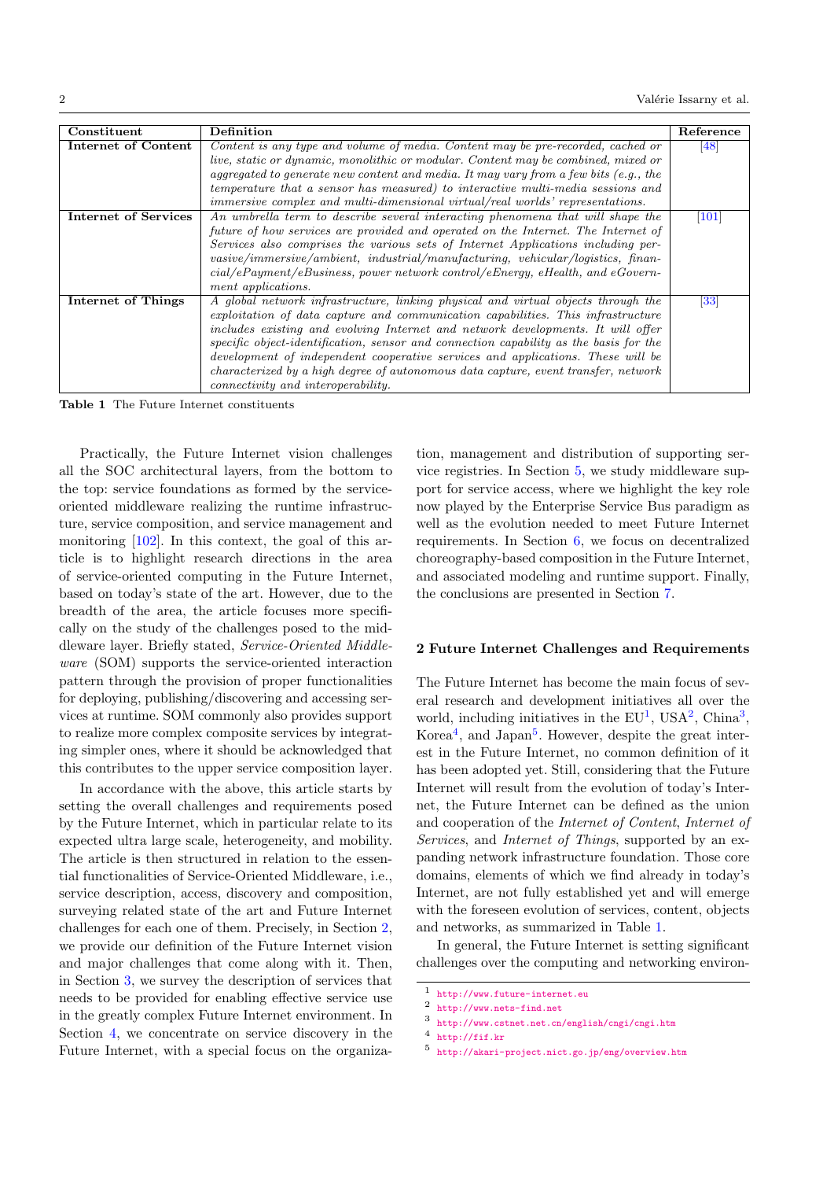| Constituent | Definition | Reference |
|---|---|---|
| **Internet of Content** | *Content is any type and volume of media. Content may be pre-recorded, cached or live, static or dynamic, monolithic or modular. Content may be combined, mixed or aggregated to generate new content and media. It may vary from a few bits (e.g., the temperature that a sensor has measured) to interactive multi-media sessions and immersive complex and multi-dimensional virtual/real worlds' representations.* | [48] |
| **Internet of Services** | *An umbrella term to describe several interacting phenomena that will shape the future of how services are provided and operated on the Internet. The Internet of Services also comprises the various sets of Internet Applications including pervasive/immersive/ambient, industrial/manufacturing, vehicular/logistics, financial/ePayment/eBusiness, power network control/eEnergy, eHealth, and eGovernment applications.* | [101] |
| **Internet of Things** | *A global network infrastructure, linking physical and virtual objects through the exploitation of data capture and communication capabilities. This infrastructure includes existing and evolving Internet and network developments. It will offer specific object-identification, sensor and connection capability as the basis for the development of independent cooperative services and applications. These will be characterized by a high degree of autonomous data capture, event transfer, network connectivity and interoperability.* | [33] |

**Table 1** The Future Internet constituents

Practically, the Future Internet vision challenges all the SOC architectural layers, from the bottom to the top: service foundations as formed by the service-oriented middleware realizing the runtime infrastructure, service composition, and service management and monitoring [102]. In this context, the goal of this article is to highlight research directions in the area of service-oriented computing in the Future Internet, based on today's state of the art. However, due to the breadth of the area, the article focuses more specifically on the study of the challenges posed to the middleware layer. Briefly stated, *Service-Oriented Middleware* (SOM) supports the service-oriented interaction pattern through the provision of proper functionalities for deploying, publishing/discovering and accessing services at runtime. SOM commonly also provides support to realize more complex composite services by integrating simpler ones, where it should be acknowledged that this contributes to the upper service composition layer.

In accordance with the above, this article starts by setting the overall challenges and requirements posed by the Future Internet, which in particular relate to its expected ultra large scale, heterogeneity, and mobility. The article is then structured in relation to the essential functionalities of Service-Oriented Middleware, i.e., service description, access, discovery and composition, surveying related state of the art and Future Internet challenges for each one of them. Precisely, in Section 2, we provide our definition of the Future Internet vision and major challenges that come along with it. Then, in Section 3, we survey the description of services that needs to be provided for enabling effective service use in the greatly complex Future Internet environment. In Section 4, we concentrate on service discovery in the Future Internet, with a special focus on the organization, management and distribution of supporting service registries. In Section 5, we study middleware support for service access, where we highlight the key role now played by the Enterprise Service Bus paradigm as well as the evolution needed to meet Future Internet requirements. In Section 6, we focus on decentralized choreography-based composition in the Future Internet, and associated modeling and runtime support. Finally, the conclusions are presented in Section 7.

## 2 Future Internet Challenges and Requirements

The Future Internet has become the main focus of several research and development initiatives all over the world, including initiatives in the EU[1], USA[2], China[3], Korea[4], and Japan[5]. However, despite the great interest in the Future Internet, no common definition of it has been adopted yet. Still, considering that the Future Internet will result from the evolution of today's Internet, the Future Internet can be defined as the union and cooperation of the *Internet of Content*, *Internet of Services*, and *Internet of Things*, supported by an expanding network infrastructure foundation. Those core domains, elements of which we find already in today's Internet, are not fully established yet and will emerge with the foreseen evolution of services, content, objects and networks, as summarized in Table 1.

In general, the Future Internet is setting significant challenges over the computing and networking environ-

[1] http://www.future-internet.eu
[2] http://www.nets-find.net
[3] http://www.cstnet.net.cn/english/cngi/cngi.htm
[4] http://fif.kr
[5] http://akari-project.nict.go.jp/eng/overview.htm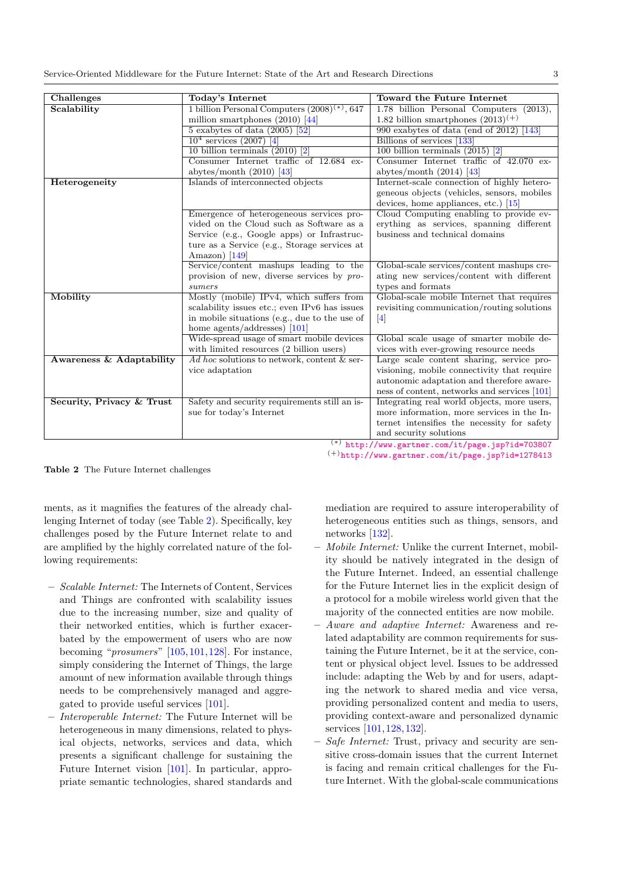| Challenges | Today's Internet | Toward the Future Internet |
|---|---|---|
| **Scalability** | 1 billion Personal Computers (2008)$^{(*)}$, 647 million smartphones (2010) [44] | 1.78 billion Personal Computers (2013), 1.82 billion smartphones (2013)$^{(+)}$ |
| | 5 exabytes of data (2005) [52] | 990 exabytes of data (end of 2012) [143] |
| | $10^4$ services (2007) [4] | Billions of services [133] |
| | 10 billion terminals (2010) [2] | 100 billion terminals (2015) [2] |
| | Consumer Internet traffic of 12.684 exabytes/month (2010) [43] | Consumer Internet traffic of 42.070 exabytes/month (2014) [43] |
| **Heterogeneity** | Islands of interconnected objects | Internet-scale connection of highly heterogeneous objects (vehicles, sensors, mobiles devices, home appliances, etc.) [15] |
| | Emergence of heterogeneous services provided on the Cloud such as Software as a Service (e.g., Google apps) or Infrastructure as a Service (e.g., Storage services at Amazon) [149] | Cloud Computing enabling to provide everything as services, spanning different business and technical domains |
| | Service/content mashups leading to the provision of new, diverse services by *prosumers* | Global-scale services/content mashups creating new services/content with different types and formats |
| **Mobility** | Mostly (mobile) IPv4, which suffers from scalability issues etc.; even IPv6 has issues in mobile situations (e.g., due to the use of home agents/addresses) [101] | Global-scale mobile Internet that requires revisiting communication/routing solutions [4] |
| | Wide-spread usage of smart mobile devices with limited resources (2 billion users) | Global scale usage of smarter mobile devices with ever-growing resource needs |
| **Awareness & Adaptability** | *Ad hoc* solutions to network, content & service adaptation | Large scale content sharing, service provisioning, mobile connectivity that require autonomic adaptation and therefore awareness of content, networks and services [101] |
| **Security, Privacy & Trust** | Safety and security requirements still an issue for today's Internet | Integrating real world objects, more users, more information, more services in the Internet intensifies the necessity for safety and security solutions |

(*) http://www.gartner.com/it/page.jsp?id=703807
(+) http://www.gartner.com/it/page.jsp?id=1278413

**Table 2** The Future Internet challenges

ments, as it magnifies the features of the already challenging Internet of today (see Table 2). Specifically, key challenges posed by the Future Internet relate to and are amplified by the highly correlated nature of the following requirements:

- *Scalable Internet:* The Internets of Content, Services and Things are confronted with scalability issues due to the increasing number, size and quality of their networked entities, which is further exacerbated by the empowerment of users who are now becoming "*prosumers*" [105,101,128]. For instance, simply considering the Internet of Things, the large amount of new information available through things needs to be comprehensively managed and aggregated to provide useful services [101].
- *Interoperable Internet:* The Future Internet will be heterogeneous in many dimensions, related to physical objects, networks, services and data, which presents a significant challenge for sustaining the Future Internet vision [101]. In particular, appropriate semantic technologies, shared standards and mediation are required to assure interoperability of heterogeneous entities such as things, sensors, and networks [132].
- *Mobile Internet:* Unlike the current Internet, mobility should be natively integrated in the design of the Future Internet. Indeed, an essential challenge for the Future Internet lies in the explicit design of a protocol for a mobile wireless world given that the majority of the connected entities are now mobile.
- *Aware and adaptive Internet:* Awareness and related adaptability are common requirements for sustaining the Future Internet, be it at the service, content or physical object level. Issues to be addressed include: adapting the Web by and for users, adapting the network to shared media and vice versa, providing personalized content and media to users, providing context-aware and personalized dynamic services [101,128,132].
- *Safe Internet:* Trust, privacy and security are sensitive cross-domain issues that the current Internet is facing and remain critical challenges for the Future Internet. With the global-scale communications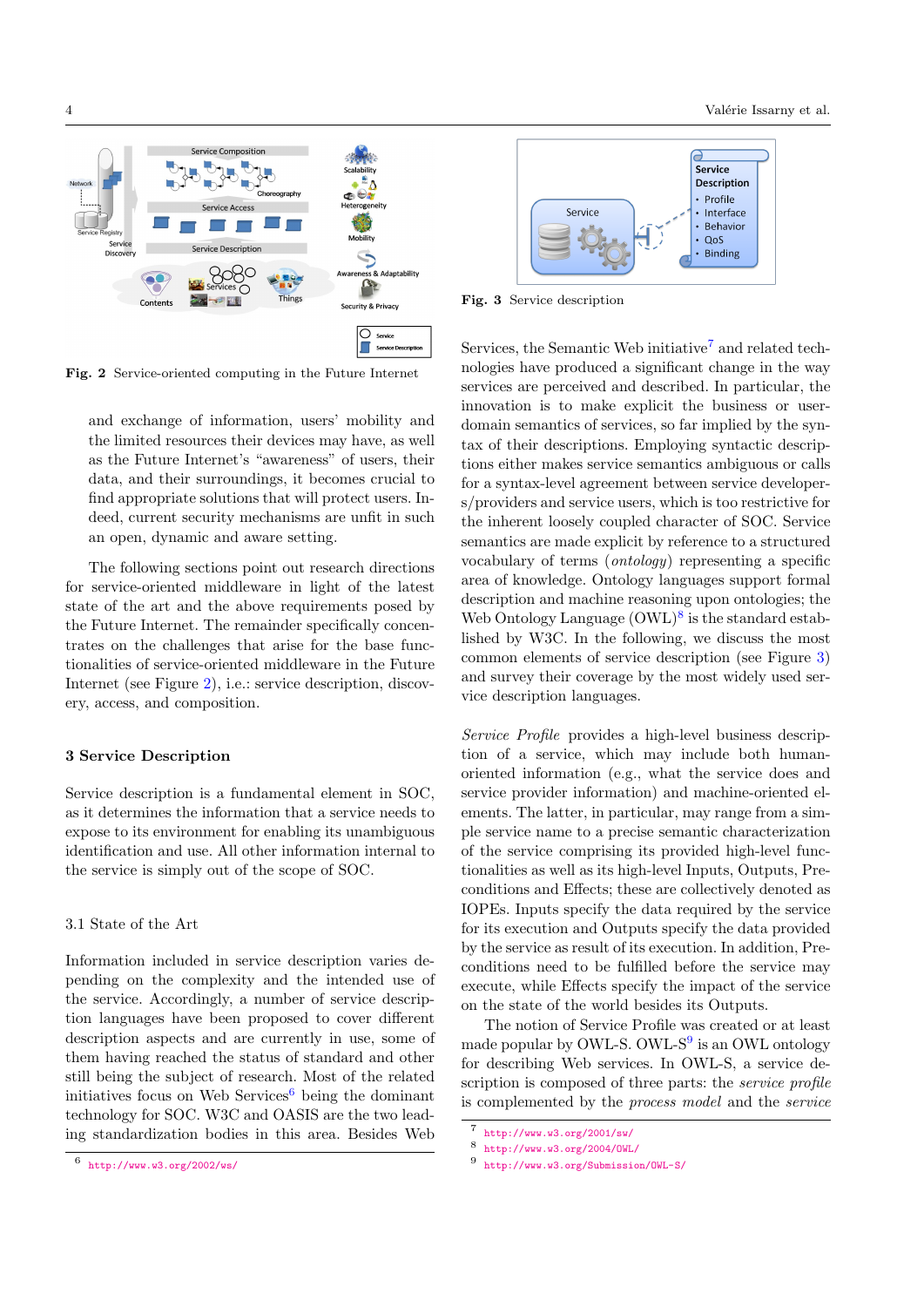Fig. 2 Service-oriented computing in the Future Internet

and exchange of information, users' mobility and the limited resources their devices may have, as well as the Future Internet's "awareness" of users, their data, and their surroundings, it becomes crucial to find appropriate solutions that will protect users. Indeed, current security mechanisms are unfit in such an open, dynamic and aware setting.

The following sections point out research directions for service-oriented middleware in light of the latest state of the art and the above requirements posed by the Future Internet. The remainder specifically concentrates on the challenges that arise for the base functionalities of service-oriented middleware in the Future Internet (see Figure 2), i.e.: service description, discovery, access, and composition.

## 3 Service Description

Service description is a fundamental element in SOC, as it determines the information that a service needs to expose to its environment for enabling its unambiguous identification and use. All other information internal to the service is simply out of the scope of SOC.

### 3.1 State of the Art

Information included in service description varies depending on the complexity and the intended use of the service. Accordingly, a number of service description languages have been proposed to cover different description aspects and are currently in use, some of them having reached the status of standard and other still being the subject of research. Most of the related initiatives focus on Web Services[6] being the dominant technology for SOC. W3C and OASIS are the two leading standardization bodies in this area. Besides Web Services, the Semantic Web initiative[7] and related technologies have produced a significant change in the way services are perceived and described. In particular, the innovation is to make explicit the business or user-domain semantics of services, so far implied by the syntax of their descriptions. Employing syntactic descriptions either makes service semantics ambiguous or calls for a syntax-level agreement between service developers/providers and service users, which is too restrictive for the inherent loosely coupled character of SOC. Service semantics are made explicit by reference to a structured vocabulary of terms (*ontology*) representing a specific area of knowledge. Ontology languages support formal description and machine reasoning upon ontologies; the Web Ontology Language (OWL)[8] is the standard established by W3C. In the following, we discuss the most common elements of service description (see Figure 3) and survey their coverage by the most widely used service description languages.

Fig. 3 Service description

*Service Profile* provides a high-level business description of a service, which may include both human-oriented information (e.g., what the service does and service provider information) and machine-oriented elements. The latter, in particular, may range from a simple service name to a precise semantic characterization of the service comprising its provided high-level functionalities as well as its high-level Inputs, Outputs, Preconditions and Effects; these are collectively denoted as IOPEs. Inputs specify the data required by the service for its execution and Outputs specify the data provided by the service as result of its execution. In addition, Preconditions need to be fulfilled before the service may execute, while Effects specify the impact of the service on the state of the world besides its Outputs.

The notion of Service Profile was created or at least made popular by OWL-S. OWL-S[9] is an OWL ontology for describing Web services. In OWL-S, a service description is composed of three parts: the *service profile* is complemented by the *process model* and the *service*

[6] http://www.w3.org/2002/ws/

[7] http://www.w3.org/2001/sw/

[8] http://www.w3.org/2004/OWL/

[9] http://www.w3.org/Submission/OWL-S/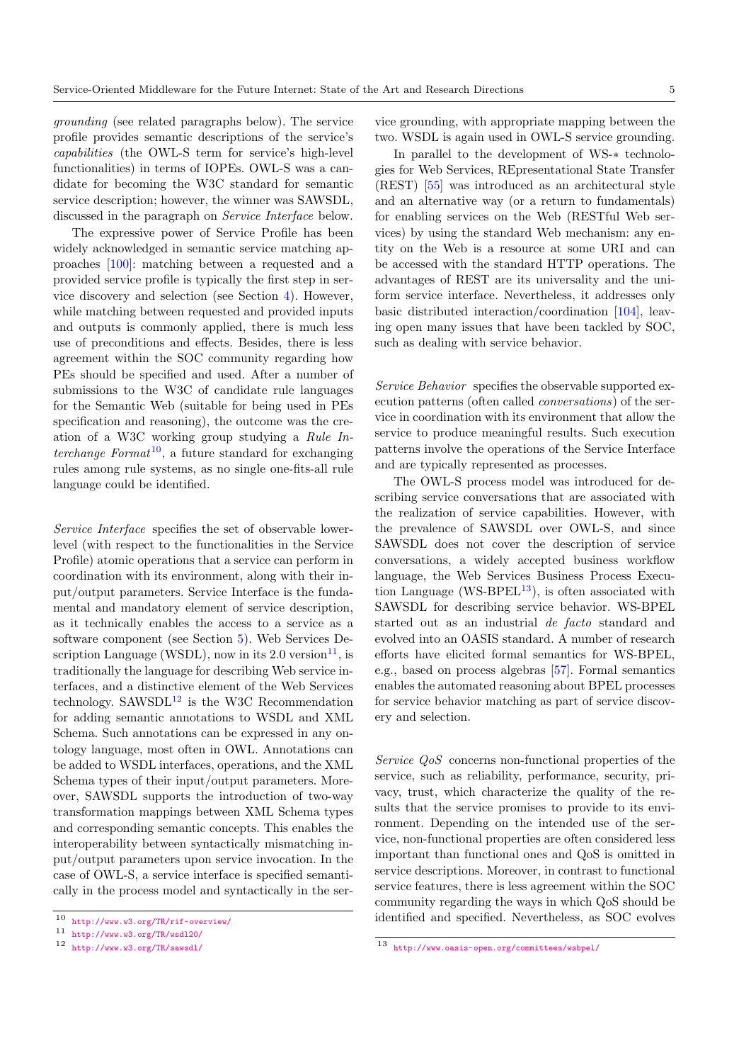*grounding* (see related paragraphs below). The service profile provides semantic descriptions of the service's *capabilities* (the OWL-S term for service's high-level functionalities) in terms of IOPEs. OWL-S was a candidate for becoming the W3C standard for semantic service description; however, the winner was SAWSDL, discussed in the paragraph on *Service Interface* below.

The expressive power of Service Profile has been widely acknowledged in semantic service matching approaches [100]: matching between a requested and a provided service profile is typically the first step in service discovery and selection (see Section 4). However, while matching between requested and provided inputs and outputs is commonly applied, there is much less use of preconditions and effects. Besides, there is less agreement within the SOC community regarding how PEs should be specified and used. After a number of submissions to the W3C of candidate rule languages for the Semantic Web (suitable for being used in PEs specification and reasoning), the outcome was the creation of a W3C working group studying a *Rule Interchange Format*[10], a future standard for exchanging rules among rule systems, as no single one-fits-all rule language could be identified.

*Service Interface* specifies the set of observable lower-level (with respect to the functionalities in the Service Profile) atomic operations that a service can perform in coordination with its environment, along with their input/output parameters. Service Interface is the fundamental and mandatory element of service description, as it technically enables the access to a service as a software component (see Section 5). Web Services Description Language (WSDL), now in its 2.0 version[11], is traditionally the language for describing Web service interfaces, and a distinctive element of the Web Services technology. SAWSDL[12] is the W3C Recommendation for adding semantic annotations to WSDL and XML Schema. Such annotations can be expressed in any ontology language, most often in OWL. Annotations can be added to WSDL interfaces, operations, and the XML Schema types of their input/output parameters. Moreover, SAWSDL supports the introduction of two-way transformation mappings between XML Schema types and corresponding semantic concepts. This enables the interoperability between syntactically mismatching input/output parameters upon service invocation. In the case of OWL-S, a service interface is specified semantically in the process model and syntactically in the service grounding, with appropriate mapping between the two. WSDL is again used in OWL-S service grounding.

In parallel to the development of WS-∗ technologies for Web Services, REpresentational State Transfer (REST) [55] was introduced as an architectural style and an alternative way (or a return to fundamentals) for enabling services on the Web (RESTful Web services) by using the standard Web mechanism: any entity on the Web is a resource at some URI and can be accessed with the standard HTTP operations. The advantages of REST are its universality and the uniform service interface. Nevertheless, it addresses only basic distributed interaction/coordination [104], leaving open many issues that have been tackled by SOC, such as dealing with service behavior.

*Service Behavior* specifies the observable supported execution patterns (often called *conversations*) of the service in coordination with its environment that allow the service to produce meaningful results. Such execution patterns involve the operations of the Service Interface and are typically represented as processes.

The OWL-S process model was introduced for describing service conversations that are associated with the realization of service capabilities. However, with the prevalence of SAWSDL over OWL-S, and since SAWSDL does not cover the description of service conversations, a widely accepted business workflow language, the Web Services Business Process Execution Language (WS-BPEL[13]), is often associated with SAWSDL for describing service behavior. WS-BPEL started out as an industrial *de facto* standard and evolved into an OASIS standard. A number of research efforts have elicited formal semantics for WS-BPEL, e.g., based on process algebras [57]. Formal semantics enables the automated reasoning about BPEL processes for service behavior matching as part of service discovery and selection.

*Service QoS* concerns non-functional properties of the service, such as reliability, performance, security, privacy, trust, which characterize the quality of the results that the service promises to provide to its environment. Depending on the intended use of the service, non-functional properties are often considered less important than functional ones and QoS is omitted in service descriptions. Moreover, in contrast to functional service features, there is less agreement within the SOC community regarding the ways in which QoS should be identified and specified. Nevertheless, as SOC evolves

[10] http://www.w3.org/TR/rif-overview/

[11] http://www.w3.org/TR/wsdl20/

[12] http://www.w3.org/TR/sawsdl/

[13] http://www.oasis-open.org/committees/wsbpel/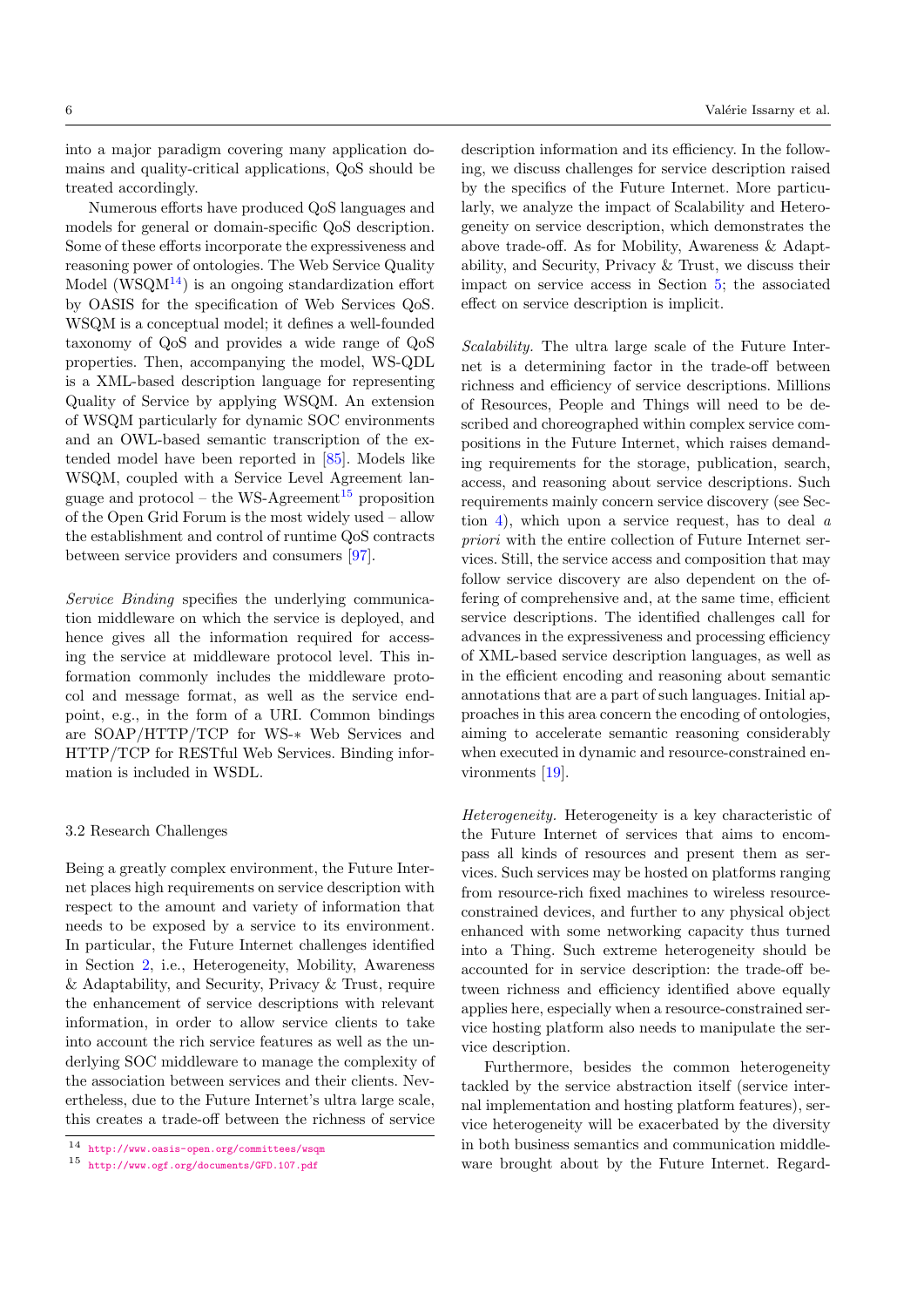into a major paradigm covering many application domains and quality-critical applications, QoS should be treated accordingly.

Numerous efforts have produced QoS languages and models for general or domain-specific QoS description. Some of these efforts incorporate the expressiveness and reasoning power of ontologies. The Web Service Quality Model (WSQM[14]) is an ongoing standardization effort by OASIS for the specification of Web Services QoS. WSQM is a conceptual model; it defines a well-founded taxonomy of QoS and provides a wide range of QoS properties. Then, accompanying the model, WS-QDL is a XML-based description language for representing Quality of Service by applying WSQM. An extension of WSQM particularly for dynamic SOC environments and an OWL-based semantic transcription of the extended model have been reported in [85]. Models like WSQM, coupled with a Service Level Agreement language and protocol – the WS-Agreement[15] proposition of the Open Grid Forum is the most widely used – allow the establishment and control of runtime QoS contracts between service providers and consumers [97].

*Service Binding* specifies the underlying communication middleware on which the service is deployed, and hence gives all the information required for accessing the service at middleware protocol level. This information commonly includes the middleware protocol and message format, as well as the service endpoint, e.g., in the form of a URI. Common bindings are SOAP/HTTP/TCP for WS-∗ Web Services and HTTP/TCP for RESTful Web Services. Binding information is included in WSDL.

### 3.2 Research Challenges

Being a greatly complex environment, the Future Internet places high requirements on service description with respect to the amount and variety of information that needs to be exposed by a service to its environment. In particular, the Future Internet challenges identified in Section 2, i.e., Heterogeneity, Mobility, Awareness & Adaptability, and Security, Privacy & Trust, require the enhancement of service descriptions with relevant information, in order to allow service clients to take into account the rich service features as well as the underlying SOC middleware to manage the complexity of the association between services and their clients. Nevertheless, due to the Future Internet's ultra large scale, this creates a trade-off between the richness of service description information and its efficiency. In the following, we discuss challenges for service description raised by the specifics of the Future Internet. More particularly, we analyze the impact of Scalability and Heterogeneity on service description, which demonstrates the above trade-off. As for Mobility, Awareness & Adaptability, and Security, Privacy & Trust, we discuss their impact on service access in Section 5; the associated effect on service description is implicit.

*Scalability.* The ultra large scale of the Future Internet is a determining factor in the trade-off between richness and efficiency of service descriptions. Millions of Resources, People and Things will need to be described and choreographed within complex service compositions in the Future Internet, which raises demanding requirements for the storage, publication, search, access, and reasoning about service descriptions. Such requirements mainly concern service discovery (see Section 4), which upon a service request, has to deal *a priori* with the entire collection of Future Internet services. Still, the service access and composition that may follow service discovery are also dependent on the offering of comprehensive and, at the same time, efficient service descriptions. The identified challenges call for advances in the expressiveness and processing efficiency of XML-based service description languages, as well as in the efficient encoding and reasoning about semantic annotations that are a part of such languages. Initial approaches in this area concern the encoding of ontologies, aiming to accelerate semantic reasoning considerably when executed in dynamic and resource-constrained environments [19].

*Heterogeneity.* Heterogeneity is a key characteristic of the Future Internet of services that aims to encompass all kinds of resources and present them as services. Such services may be hosted on platforms ranging from resource-rich fixed machines to wireless resource-constrained devices, and further to any physical object enhanced with some networking capacity thus turned into a Thing. Such extreme heterogeneity should be accounted for in service description: the trade-off between richness and efficiency identified above equally applies here, especially when a resource-constrained service hosting platform also needs to manipulate the service description.

Furthermore, besides the common heterogeneity tackled by the service abstraction itself (service internal implementation and hosting platform features), service heterogeneity will be exacerbated by the diversity in both business semantics and communication middleware brought about by the Future Internet. Regard-

[14] http://www.oasis-open.org/committees/wsqm

[15] http://www.ogf.org/documents/GFD.107.pdf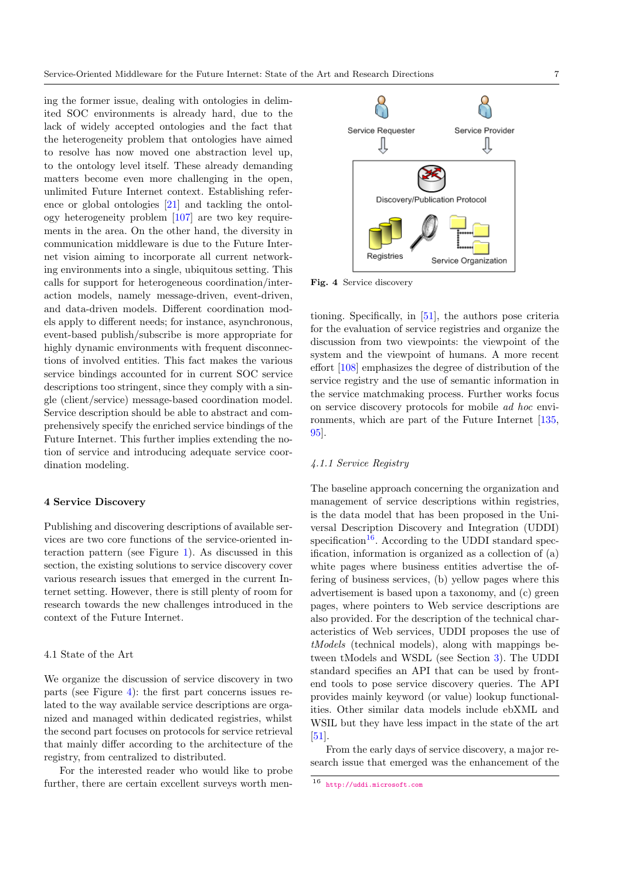ing the former issue, dealing with ontologies in delimited SOC environments is already hard, due to the lack of widely accepted ontologies and the fact that the heterogeneity problem that ontologies have aimed to resolve has now moved one abstraction level up, to the ontology level itself. These already demanding matters become even more challenging in the open, unlimited Future Internet context. Establishing reference or global ontologies [21] and tackling the ontology heterogeneity problem [107] are two key requirements in the area. On the other hand, the diversity in communication middleware is due to the Future Internet vision aiming to incorporate all current networking environments into a single, ubiquitous setting. This calls for support for heterogeneous coordination/interaction models, namely message-driven, event-driven, and data-driven models. Different coordination models apply to different needs; for instance, asynchronous, event-based publish/subscribe is more appropriate for highly dynamic environments with frequent disconnections of involved entities. This fact makes the various service bindings accounted for in current SOC service descriptions too stringent, since they comply with a single (client/service) message-based coordination model. Service description should be able to abstract and comprehensively specify the enriched service bindings of the Future Internet. This further implies extending the notion of service and introducing adequate service coordination modeling.

## 4 Service Discovery

Publishing and discovering descriptions of available services are two core functions of the service-oriented interaction pattern (see Figure 1). As discussed in this section, the existing solutions to service discovery cover various research issues that emerged in the current Internet setting. However, there is still plenty of room for research towards the new challenges introduced in the context of the Future Internet.

### 4.1 State of the Art

We organize the discussion of service discovery in two parts (see Figure 4): the first part concerns issues related to the way available service descriptions are organized and managed within dedicated registries, whilst the second part focuses on protocols for service retrieval that mainly differ according to the architecture of the registry, from centralized to distributed.

For the interested reader who would like to probe further, there are certain excellent surveys worth mentioning. Specifically, in [51], the authors pose criteria for the evaluation of service registries and organize the discussion from two viewpoints: the viewpoint of the system and the viewpoint of humans. A more recent effort [108] emphasizes the degree of distribution of the service registry and the use of semantic information in the service matchmaking process. Further works focus on service discovery protocols for mobile *ad hoc* environments, which are part of the Future Internet [135, 95].

Service Requester | Service Provider | Discovery/Publication Protocol | Registries | Service Organization

**Fig. 4** Service discovery

#### *4.1.1 Service Registry*

The baseline approach concerning the organization and management of service descriptions within registries, is the data model that has been proposed in the Universal Description Discovery and Integration (UDDI) specification[16]. According to the UDDI standard specification, information is organized as a collection of (a) white pages where business entities advertise the offering of business services, (b) yellow pages where this advertisement is based upon a taxonomy, and (c) green pages, where pointers to Web service descriptions are also provided. For the description of the technical characteristics of Web services, UDDI proposes the use of *tModels* (technical models), along with mappings between tModels and WSDL (see Section 3). The UDDI standard specifies an API that can be used by front-end tools to pose service discovery queries. The API provides mainly keyword (or value) lookup functionalities. Other similar data models include ebXML and WSIL but they have less impact in the state of the art [51].

From the early days of service discovery, a major research issue that emerged was the enhancement of the

[16] http://uddi.microsoft.com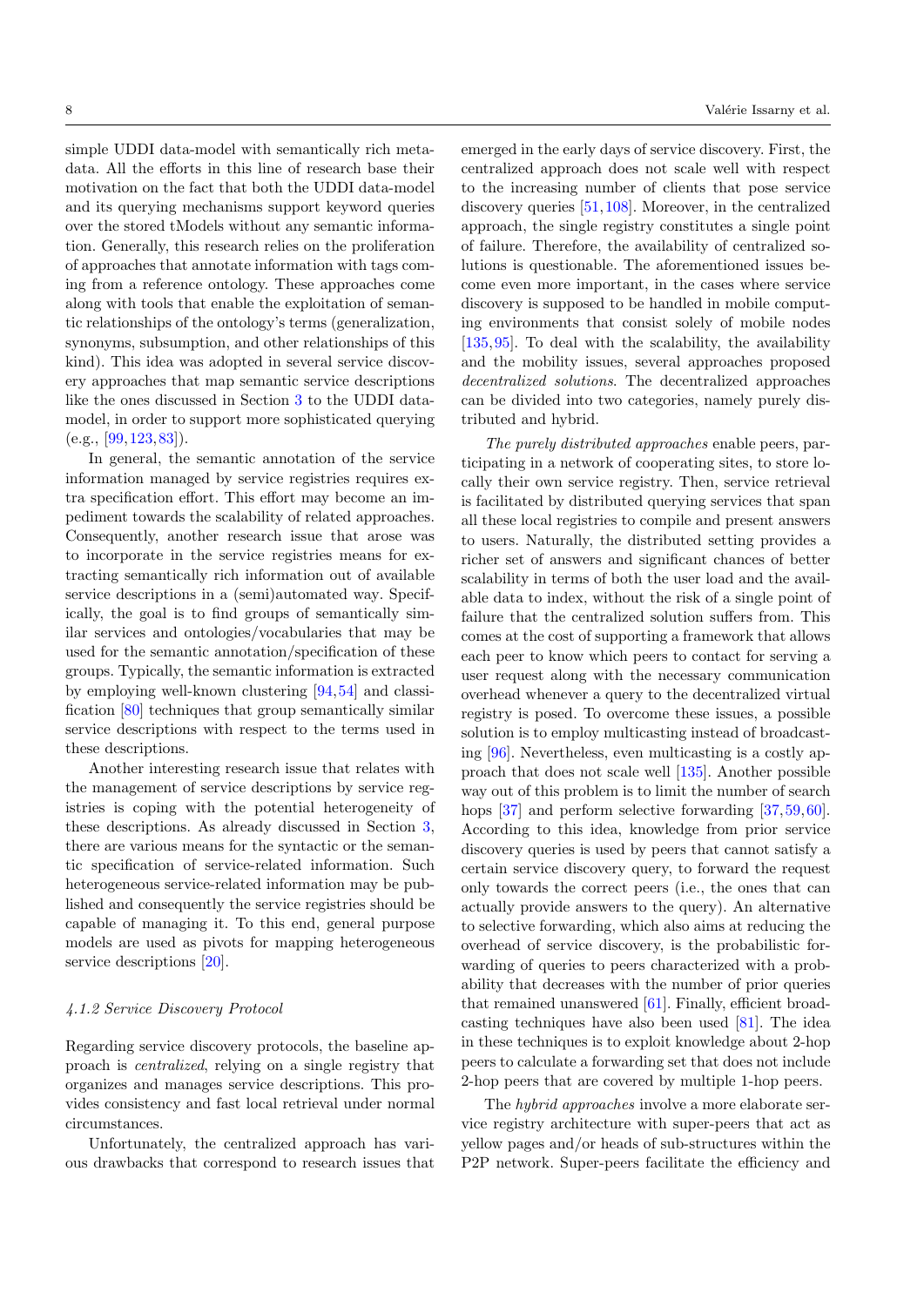simple UDDI data-model with semantically rich metadata. All the efforts in this line of research base their motivation on the fact that both the UDDI data-model and its querying mechanisms support keyword queries over the stored tModels without any semantic information. Generally, this research relies on the proliferation of approaches that annotate information with tags coming from a reference ontology. These approaches come along with tools that enable the exploitation of semantic relationships of the ontology's terms (generalization, synonyms, subsumption, and other relationships of this kind). This idea was adopted in several service discovery approaches that map semantic service descriptions like the ones discussed in Section 3 to the UDDI data-model, in order to support more sophisticated querying (e.g., [99, 123, 83]).

In general, the semantic annotation of the service information managed by service registries requires extra specification effort. This effort may become an impediment towards the scalability of related approaches. Consequently, another research issue that arose was to incorporate in the service registries means for extracting semantically rich information out of available service descriptions in a (semi)automated way. Specifically, the goal is to find groups of semantically similar services and ontologies/vocabularies that may be used for the semantic annotation/specification of these groups. Typically, the semantic information is extracted by employing well-known clustering [94, 54] and classification [80] techniques that group semantically similar service descriptions with respect to the terms used in these descriptions.

Another interesting research issue that relates with the management of service descriptions by service registries is coping with the potential heterogeneity of these descriptions. As already discussed in Section 3, there are various means for the syntactic or the semantic specification of service-related information. Such heterogeneous service-related information may be published and consequently the service registries should be capable of managing it. To this end, general purpose models are used as pivots for mapping heterogeneous service descriptions [20].

#### *4.1.2 Service Discovery Protocol*

Regarding service discovery protocols, the baseline approach is *centralized*, relying on a single registry that organizes and manages service descriptions. This provides consistency and fast local retrieval under normal circumstances.

Unfortunately, the centralized approach has various drawbacks that correspond to research issues that emerged in the early days of service discovery. First, the centralized approach does not scale well with respect to the increasing number of clients that pose service discovery queries [51, 108]. Moreover, in the centralized approach, the single registry constitutes a single point of failure. Therefore, the availability of centralized solutions is questionable. The aforementioned issues become even more important, in the cases where service discovery is supposed to be handled in mobile computing environments that consist solely of mobile nodes [135, 95]. To deal with the scalability, the availability and the mobility issues, several approaches proposed *decentralized solutions*. The decentralized approaches can be divided into two categories, namely purely distributed and hybrid.

*The purely distributed approaches* enable peers, participating in a network of cooperating sites, to store locally their own service registry. Then, service retrieval is facilitated by distributed querying services that span all these local registries to compile and present answers to users. Naturally, the distributed setting provides a richer set of answers and significant chances of better scalability in terms of both the user load and the available data to index, without the risk of a single point of failure that the centralized solution suffers from. This comes at the cost of supporting a framework that allows each peer to know which peers to contact for serving a user request along with the necessary communication overhead whenever a query to the decentralized virtual registry is posed. To overcome these issues, a possible solution is to employ multicasting instead of broadcasting [96]. Nevertheless, even multicasting is a costly approach that does not scale well [135]. Another possible way out of this problem is to limit the number of search hops [37] and perform selective forwarding [37, 59, 60]. According to this idea, knowledge from prior service discovery queries is used by peers that cannot satisfy a certain service discovery query, to forward the request only towards the correct peers (i.e., the ones that can actually provide answers to the query). An alternative to selective forwarding, which also aims at reducing the overhead of service discovery, is the probabilistic forwarding of queries to peers characterized with a probability that decreases with the number of prior queries that remained unanswered [61]. Finally, efficient broadcasting techniques have also been used [81]. The idea in these techniques is to exploit knowledge about 2-hop peers to calculate a forwarding set that does not include 2-hop peers that are covered by multiple 1-hop peers.

The *hybrid approaches* involve a more elaborate service registry architecture with super-peers that act as yellow pages and/or heads of sub-structures within the P2P network. Super-peers facilitate the efficiency and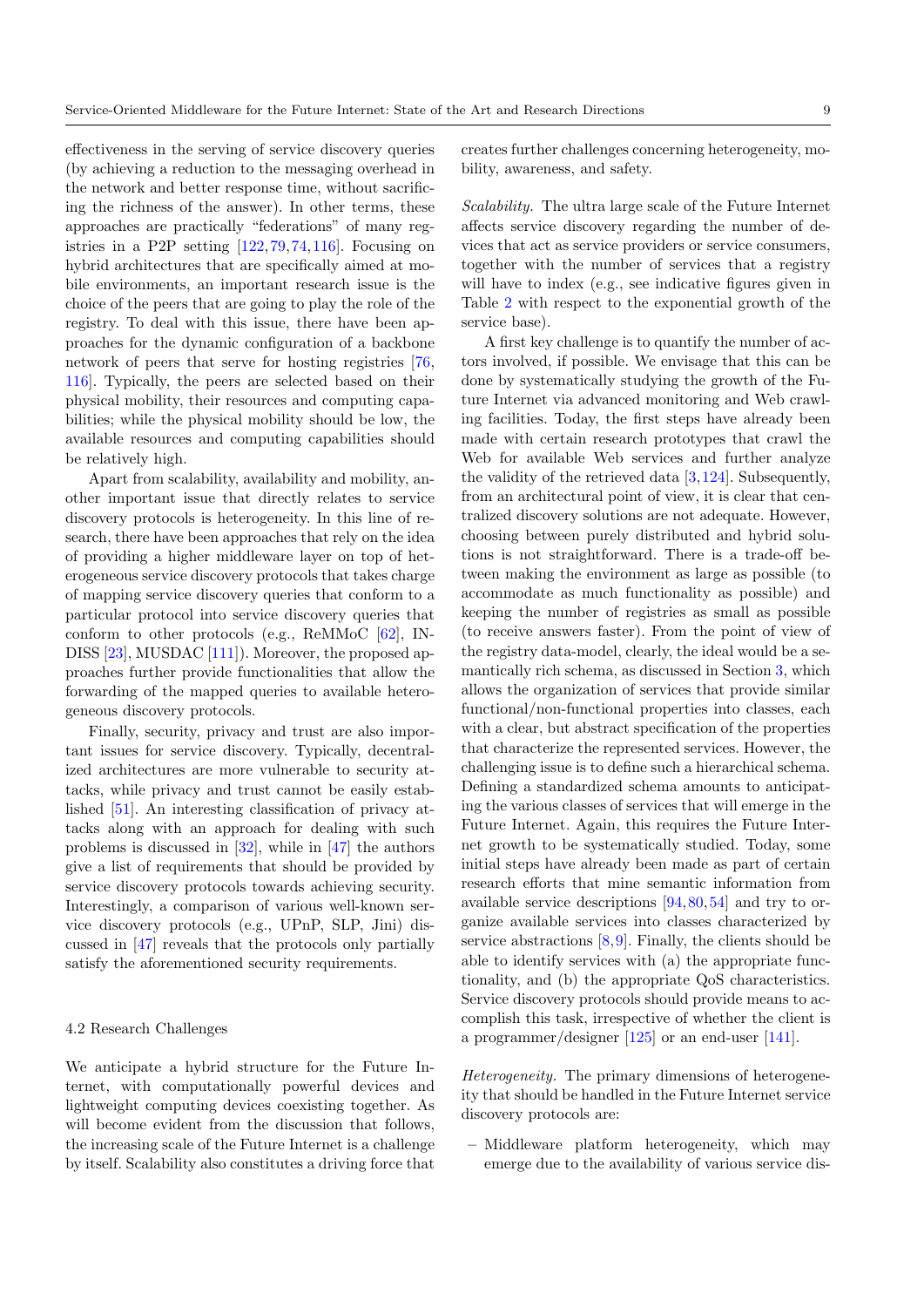effectiveness in the serving of service discovery queries (by achieving a reduction to the messaging overhead in the network and better response time, without sacrificing the richness of the answer). In other terms, these approaches are practically "federations" of many registries in a P2P setting [122,79,74,116]. Focusing on hybrid architectures that are specifically aimed at mobile environments, an important research issue is the choice of the peers that are going to play the role of the registry. To deal with this issue, there have been approaches for the dynamic configuration of a backbone network of peers that serve for hosting registries [76, 116]. Typically, the peers are selected based on their physical mobility, their resources and computing capabilities; while the physical mobility should be low, the available resources and computing capabilities should be relatively high.

Apart from scalability, availability and mobility, another important issue that directly relates to service discovery protocols is heterogeneity. In this line of research, there have been approaches that rely on the idea of providing a higher middleware layer on top of heterogeneous service discovery protocols that takes charge of mapping service discovery queries that conform to a particular protocol into service discovery queries that conform to other protocols (e.g., ReMMoC [62], INDISS [23], MUSDAC [111]). Moreover, the proposed approaches further provide functionalities that allow the forwarding of the mapped queries to available heterogeneous discovery protocols.

Finally, security, privacy and trust are also important issues for service discovery. Typically, decentralized architectures are more vulnerable to security attacks, while privacy and trust cannot be easily established [51]. An interesting classification of privacy attacks along with an approach for dealing with such problems is discussed in [32], while in [47] the authors give a list of requirements that should be provided by service discovery protocols towards achieving security. Interestingly, a comparison of various well-known service discovery protocols (e.g., UPnP, SLP, Jini) discussed in [47] reveals that the protocols only partially satisfy the aforementioned security requirements.

### 4.2 Research Challenges

We anticipate a hybrid structure for the Future Internet, with computationally powerful devices and lightweight computing devices coexisting together. As will become evident from the discussion that follows, the increasing scale of the Future Internet is a challenge by itself. Scalability also constitutes a driving force that creates further challenges concerning heterogeneity, mobility, awareness, and safety.

*Scalability.* The ultra large scale of the Future Internet affects service discovery regarding the number of devices that act as service providers or service consumers, together with the number of services that a registry will have to index (e.g., see indicative figures given in Table 2 with respect to the exponential growth of the service base).

A first key challenge is to quantify the number of actors involved, if possible. We envisage that this can be done by systematically studying the growth of the Future Internet via advanced monitoring and Web crawling facilities. Today, the first steps have already been made with certain research prototypes that crawl the Web for available Web services and further analyze the validity of the retrieved data [3,124]. Subsequently, from an architectural point of view, it is clear that centralized discovery solutions are not adequate. However, choosing between purely distributed and hybrid solutions is not straightforward. There is a trade-off between making the environment as large as possible (to accommodate as much functionality as possible) and keeping the number of registries as small as possible (to receive answers faster). From the point of view of the registry data-model, clearly, the ideal would be a semantically rich schema, as discussed in Section 3, which allows the organization of services that provide similar functional/non-functional properties into classes, each with a clear, but abstract specification of the properties that characterize the represented services. However, the challenging issue is to define such a hierarchical schema. Defining a standardized schema amounts to anticipating the various classes of services that will emerge in the Future Internet. Again, this requires the Future Internet growth to be systematically studied. Today, some initial steps have already been made as part of certain research efforts that mine semantic information from available service descriptions [94,80,54] and try to organize available services into classes characterized by service abstractions [8,9]. Finally, the clients should be able to identify services with (a) the appropriate functionality, and (b) the appropriate QoS characteristics. Service discovery protocols should provide means to accomplish this task, irrespective of whether the client is a programmer/designer [125] or an end-user [141].

*Heterogeneity.* The primary dimensions of heterogeneity that should be handled in the Future Internet service discovery protocols are:

– Middleware platform heterogeneity, which may emerge due to the availability of various service dis-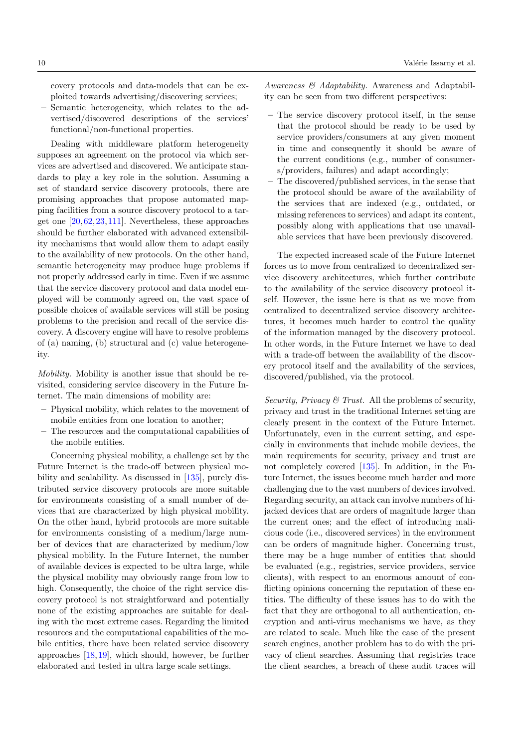covery protocols and data-models that can be exploited towards advertising/discovering services;

- Semantic heterogeneity, which relates to the advertised/discovered descriptions of the services' functional/non-functional properties.

Dealing with middleware platform heterogeneity supposes an agreement on the protocol via which services are advertised and discovered. We anticipate standards to play a key role in the solution. Assuming a set of standard service discovery protocols, there are promising approaches that propose automated mapping facilities from a source discovery protocol to a target one [20,62,23,111]. Nevertheless, these approaches should be further elaborated with advanced extensibility mechanisms that would allow them to adapt easily to the availability of new protocols. On the other hand, semantic heterogeneity may produce huge problems if not properly addressed early in time. Even if we assume that the service discovery protocol and data model employed will be commonly agreed on, the vast space of possible choices of available services will still be posing problems to the precision and recall of the service discovery. A discovery engine will have to resolve problems of (a) naming, (b) structural and (c) value heterogeneity.

*Mobility.* Mobility is another issue that should be revisited, considering service discovery in the Future Internet. The main dimensions of mobility are:

- Physical mobility, which relates to the movement of mobile entities from one location to another;
- The resources and the computational capabilities of the mobile entities.

Concerning physical mobility, a challenge set by the Future Internet is the trade-off between physical mobility and scalability. As discussed in [135], purely distributed service discovery protocols are more suitable for environments consisting of a small number of devices that are characterized by high physical mobility. On the other hand, hybrid protocols are more suitable for environments consisting of a medium/large number of devices that are characterized by medium/low physical mobility. In the Future Internet, the number of available devices is expected to be ultra large, while the physical mobility may obviously range from low to high. Consequently, the choice of the right service discovery protocol is not straightforward and potentially none of the existing approaches are suitable for dealing with the most extreme cases. Regarding the limited resources and the computational capabilities of the mobile entities, there have been related service discovery approaches [18,19], which should, however, be further elaborated and tested in ultra large scale settings.

*Awareness & Adaptability.* Awareness and Adaptability can be seen from two different perspectives:

- The service discovery protocol itself, in the sense that the protocol should be ready to be used by service providers/consumers at any given moment in time and consequently it should be aware of the current conditions (e.g., number of consumers/providers, failures) and adapt accordingly;
- The discovered/published services, in the sense that the protocol should be aware of the availability of the services that are indexed (e.g., outdated, or missing references to services) and adapt its content, possibly along with applications that use unavailable services that have been previously discovered.

The expected increased scale of the Future Internet forces us to move from centralized to decentralized service discovery architectures, which further contribute to the availability of the service discovery protocol itself. However, the issue here is that as we move from centralized to decentralized service discovery architectures, it becomes much harder to control the quality of the information managed by the discovery protocol. In other words, in the Future Internet we have to deal with a trade-off between the availability of the discovery protocol itself and the availability of the services, discovered/published, via the protocol.

*Security, Privacy & Trust.* All the problems of security, privacy and trust in the traditional Internet setting are clearly present in the context of the Future Internet. Unfortunately, even in the current setting, and especially in environments that include mobile devices, the main requirements for security, privacy and trust are not completely covered [135]. In addition, in the Future Internet, the issues become much harder and more challenging due to the vast numbers of devices involved. Regarding security, an attack can involve numbers of hijacked devices that are orders of magnitude larger than the current ones; and the effect of introducing malicious code (i.e., discovered services) in the environment can be orders of magnitude higher. Concerning trust, there may be a huge number of entities that should be evaluated (e.g., registries, service providers, service clients), with respect to an enormous amount of conflicting opinions concerning the reputation of these entities. The difficulty of these issues has to do with the fact that they are orthogonal to all authentication, encryption and anti-virus mechanisms we have, as they are related to scale. Much like the case of the present search engines, another problem has to do with the privacy of client searches. Assuming that registries trace the client searches, a breach of these audit traces will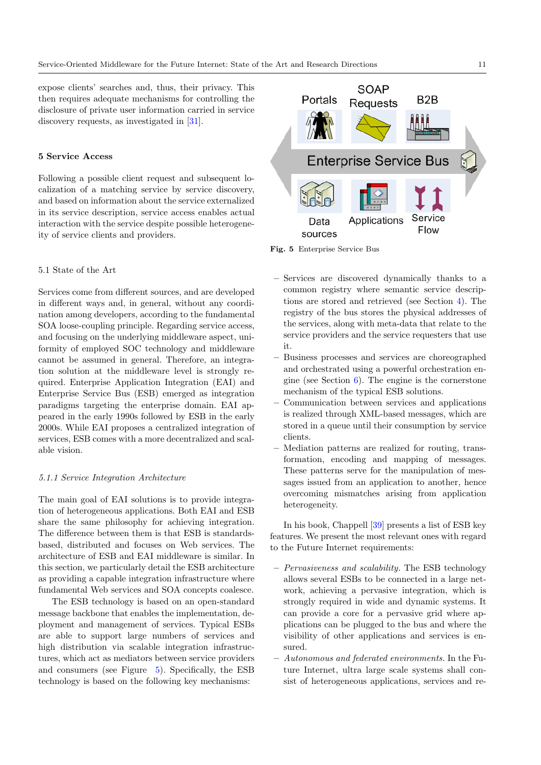expose clients' searches and, thus, their privacy. This then requires adequate mechanisms for controlling the disclosure of private user information carried in service discovery requests, as investigated in [31].

## 5 Service Access

Following a possible client request and subsequent localization of a matching service by service discovery, and based on information about the service externalized in its service description, service access enables actual interaction with the service despite possible heterogeneity of service clients and providers.

### 5.1 State of the Art

Services come from different sources, and are developed in different ways and, in general, without any coordination among developers, according to the fundamental SOA loose-coupling principle. Regarding service access, and focusing on the underlying middleware aspect, uniformity of employed SOC technology and middleware cannot be assumed in general. Therefore, an integration solution at the middleware level is strongly required. Enterprise Application Integration (EAI) and Enterprise Service Bus (ESB) emerged as integration paradigms targeting the enterprise domain. EAI appeared in the early 1990s followed by ESB in the early 2000s. While EAI proposes a centralized integration of services, ESB comes with a more decentralized and scalable vision.

#### *5.1.1 Service Integration Architecture*

The main goal of EAI solutions is to provide integration of heterogeneous applications. Both EAI and ESB share the same philosophy for achieving integration. The difference between them is that ESB is standards-based, distributed and focuses on Web services. The architecture of ESB and EAI middleware is similar. In this section, we particularly detail the ESB architecture as providing a capable integration infrastructure where fundamental Web services and SOA concepts coalesce.

The ESB technology is based on an open-standard message backbone that enables the implementation, deployment and management of services. Typical ESBs are able to support large numbers of services and high distribution via scalable integration infrastructures, which act as mediators between service providers and consumers (see Figure 5). Specifically, the ESB technology is based on the following key mechanisms:

**Fig. 5** Enterprise Service Bus

- Services are discovered dynamically thanks to a common registry where semantic service descriptions are stored and retrieved (see Section 4). The registry of the bus stores the physical addresses of the services, along with meta-data that relate to the service providers and the service requesters that use it.
- Business processes and services are choreographed and orchestrated using a powerful orchestration engine (see Section 6). The engine is the cornerstone mechanism of the typical ESB solutions.
- Communication between services and applications is realized through XML-based messages, which are stored in a queue until their consumption by service clients.
- Mediation patterns are realized for routing, transformation, encoding and mapping of messages. These patterns serve for the manipulation of messages issued from an application to another, hence overcoming mismatches arising from application heterogeneity.

In his book, Chappell [39] presents a list of ESB key features. We present the most relevant ones with regard to the Future Internet requirements:

- *Pervasiveness and scalability.* The ESB technology allows several ESBs to be connected in a large network, achieving a pervasive integration, which is strongly required in wide and dynamic systems. It can provide a core for a pervasive grid where applications can be plugged to the bus and where the visibility of other applications and services is ensured.
- *Autonomous and federated environments.* In the Future Internet, ultra large scale systems shall consist of heterogeneous applications, services and re-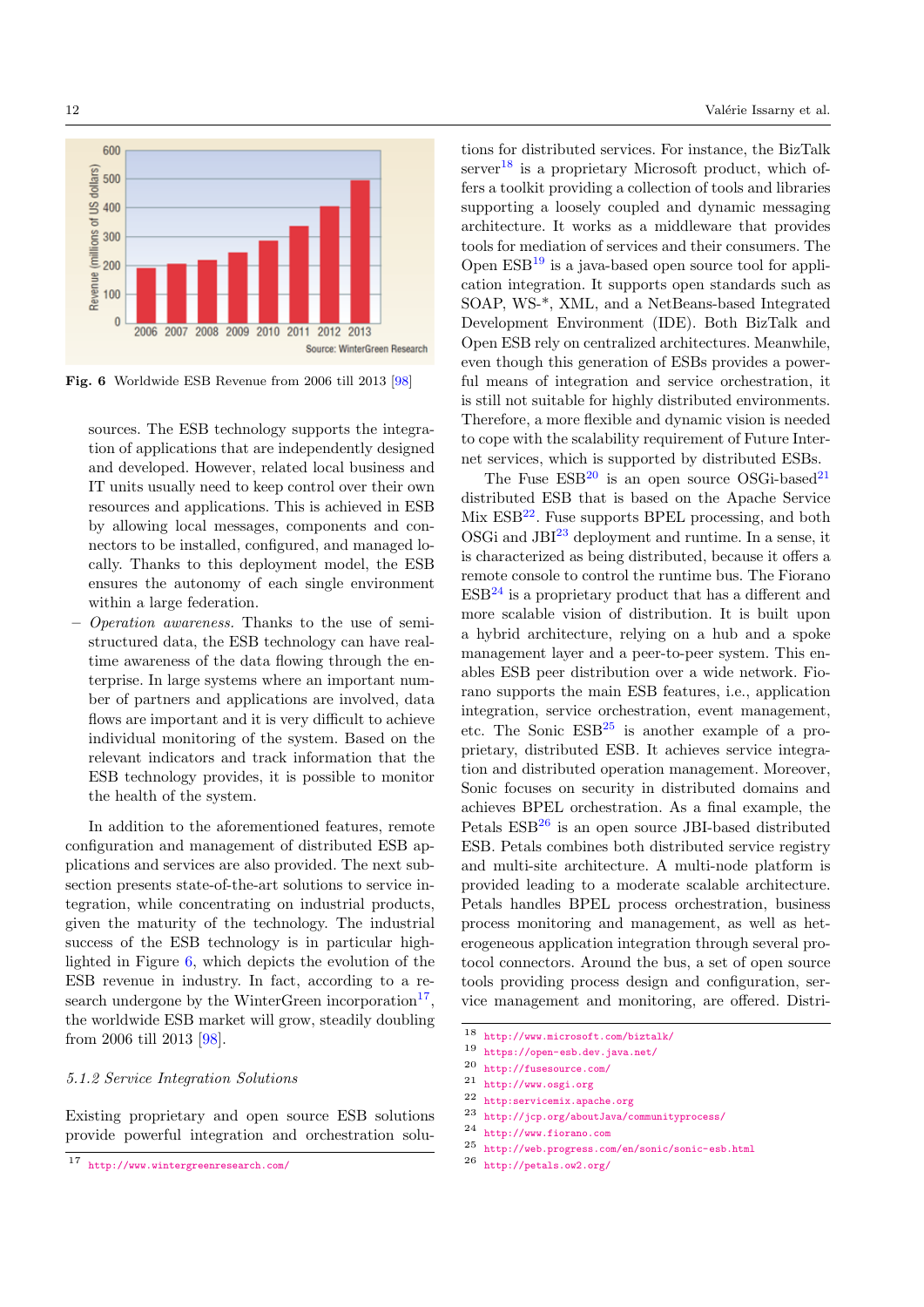Fig. 6 Worldwide ESB Revenue from 2006 till 2013 [98]

sources. The ESB technology supports the integration of applications that are independently designed and developed. However, related local business and IT units usually need to keep control over their own resources and applications. This is achieved in ESB by allowing local messages, components and connectors to be installed, configured, and managed locally. Thanks to this deployment model, the ESB ensures the autonomy of each single environment within a large federation.

– *Operation awareness.* Thanks to the use of semi-structured data, the ESB technology can have real-time awareness of the data flowing through the enterprise. In large systems where an important number of partners and applications are involved, data flows are important and it is very difficult to achieve individual monitoring of the system. Based on the relevant indicators and track information that the ESB technology provides, it is possible to monitor the health of the system.

In addition to the aforementioned features, remote configuration and management of distributed ESB applications and services are also provided. The next subsection presents state-of-the-art solutions to service integration, while concentrating on industrial products, given the maturity of the technology. The industrial success of the ESB technology is in particular highlighted in Figure 6, which depicts the evolution of the ESB revenue in industry. In fact, according to a research undergone by the WinterGreen incorporation[17], the worldwide ESB market will grow, steadily doubling from 2006 till 2013 [98].

### 5.1.2 Service Integration Solutions

Existing proprietary and open source ESB solutions provide powerful integration and orchestration solutions for distributed services. For instance, the BizTalk server[18] is a proprietary Microsoft product, which offers a toolkit providing a collection of tools and libraries supporting a loosely coupled and dynamic messaging architecture. It works as a middleware that provides tools for mediation of services and their consumers. The Open ESB[19] is a java-based open source tool for application integration. It supports open standards such as SOAP, WS-*, XML, and a NetBeans-based Integrated Development Environment (IDE). Both BizTalk and Open ESB rely on centralized architectures. Meanwhile, even though this generation of ESBs provides a powerful means of integration and service orchestration, it is still not suitable for highly distributed environments. Therefore, a more flexible and dynamic vision is needed to cope with the scalability requirement of Future Internet services, which is supported by distributed ESBs.

The Fuse ESB[20] is an open source OSGi-based[21] distributed ESB that is based on the Apache Service Mix ESB[22]. Fuse supports BPEL processing, and both OSGi and JBI[23] deployment and runtime. In a sense, it is characterized as being distributed, because it offers a remote console to control the runtime bus. The Fiorano ESB[24] is a proprietary product that has a different and more scalable vision of distribution. It is built upon a hybrid architecture, relying on a hub and a spoke management layer and a peer-to-peer system. This enables ESB peer distribution over a wide network. Fiorano supports the main ESB features, i.e., application integration, service orchestration, event management, etc. The Sonic ESB[25] is another example of a proprietary, distributed ESB. It achieves service integration and distributed operation management. Moreover, Sonic focuses on security in distributed domains and achieves BPEL orchestration. As a final example, the Petals ESB[26] is an open source JBI-based distributed ESB. Petals combines both distributed service registry and multi-site architecture. A multi-node platform is provided leading to a moderate scalable architecture. Petals handles BPEL process orchestration, business process monitoring and management, as well as heterogeneous application integration through several protocol connectors. Around the bus, a set of open source tools providing process design and configuration, service management and monitoring, are offered. Distri-

---

[17] http://www.wintergreenresearch.com/

[18] http://www.microsoft.com/biztalk/

[19] https://open-esb.dev.java.net/

[20] http://fusesource.com/

[21] http://www.osgi.org

[22] http:servicemix.apache.org

[23] http://jcp.org/aboutJava/communityprocess/

[24] http://www.fiorano.com

[25] http://web.progress.com/en/sonic/sonic-esb.html

[26] http://petals.ow2.org/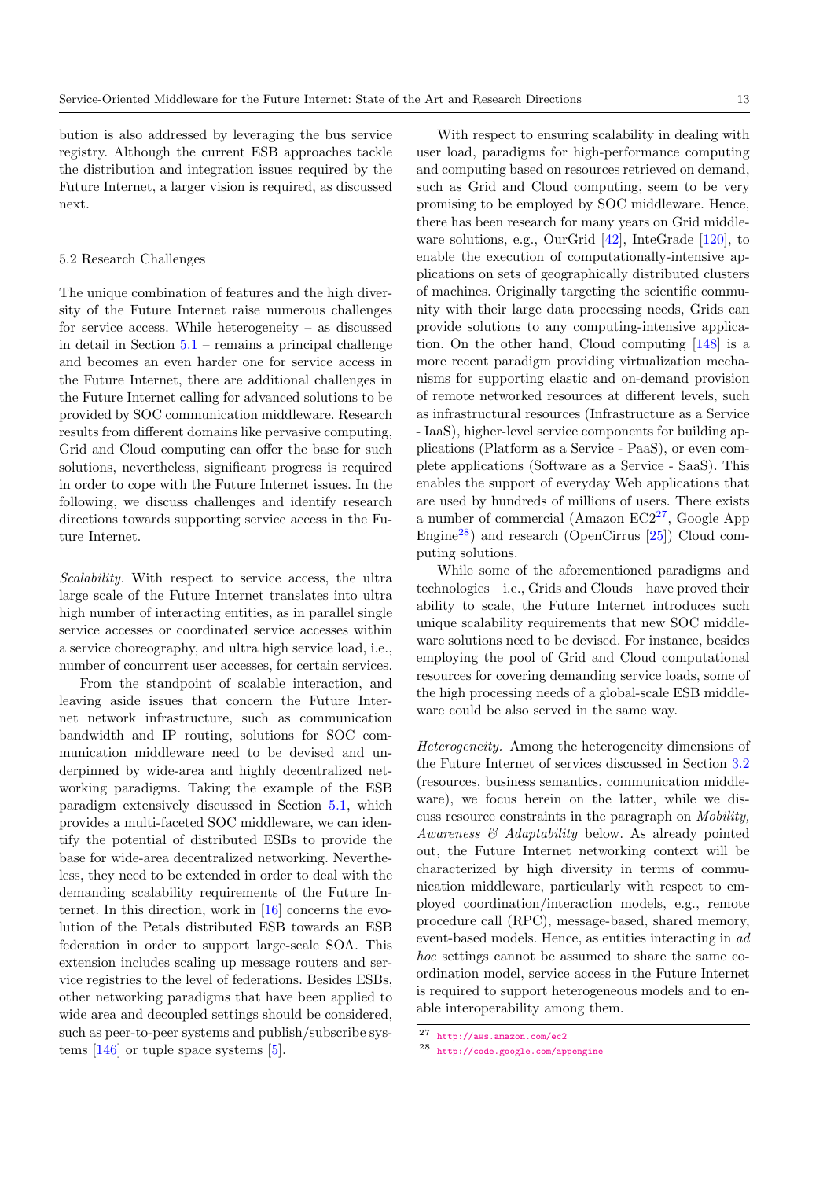bution is also addressed by leveraging the bus service registry. Although the current ESB approaches tackle the distribution and integration issues required by the Future Internet, a larger vision is required, as discussed next.

### 5.2 Research Challenges

The unique combination of features and the high diversity of the Future Internet raise numerous challenges for service access. While heterogeneity – as discussed in detail in Section 5.1 – remains a principal challenge and becomes an even harder one for service access in the Future Internet, there are additional challenges in the Future Internet calling for advanced solutions to be provided by SOC communication middleware. Research results from different domains like pervasive computing, Grid and Cloud computing can offer the base for such solutions, nevertheless, significant progress is required in order to cope with the Future Internet issues. In the following, we discuss challenges and identify research directions towards supporting service access in the Future Internet.

*Scalability.* With respect to service access, the ultra large scale of the Future Internet translates into ultra high number of interacting entities, as in parallel single service accesses or coordinated service accesses within a service choreography, and ultra high service load, i.e., number of concurrent user accesses, for certain services.

From the standpoint of scalable interaction, and leaving aside issues that concern the Future Internet network infrastructure, such as communication bandwidth and IP routing, solutions for SOC communication middleware need to be devised and underpinned by wide-area and highly decentralized networking paradigms. Taking the example of the ESB paradigm extensively discussed in Section 5.1, which provides a multi-faceted SOC middleware, we can identify the potential of distributed ESBs to provide the base for wide-area decentralized networking. Nevertheless, they need to be extended in order to deal with the demanding scalability requirements of the Future Internet. In this direction, work in [16] concerns the evolution of the Petals distributed ESB towards an ESB federation in order to support large-scale SOA. This extension includes scaling up message routers and service registries to the level of federations. Besides ESBs, other networking paradigms that have been applied to wide area and decoupled settings should be considered, such as peer-to-peer systems and publish/subscribe systems [146] or tuple space systems [5].

With respect to ensuring scalability in dealing with user load, paradigms for high-performance computing and computing based on resources retrieved on demand, such as Grid and Cloud computing, seem to be very promising to be employed by SOC middleware. Hence, there has been research for many years on Grid middleware solutions, e.g., OurGrid [42], InteGrade [120], to enable the execution of computationally-intensive applications on sets of geographically distributed clusters of machines. Originally targeting the scientific community with their large data processing needs, Grids can provide solutions to any computing-intensive application. On the other hand, Cloud computing [148] is a more recent paradigm providing virtualization mechanisms for supporting elastic and on-demand provision of remote networked resources at different levels, such as infrastructural resources (Infrastructure as a Service - IaaS), higher-level service components for building applications (Platform as a Service - PaaS), or even complete applications (Software as a Service - SaaS). This enables the support of everyday Web applications that are used by hundreds of millions of users. There exists a number of commercial (Amazon EC2[27], Google App Engine[28]) and research (OpenCirrus [25]) Cloud computing solutions.

While some of the aforementioned paradigms and technologies – i.e., Grids and Clouds – have proved their ability to scale, the Future Internet introduces such unique scalability requirements that new SOC middleware solutions need to be devised. For instance, besides employing the pool of Grid and Cloud computational resources for covering demanding service loads, some of the high processing needs of a global-scale ESB middleware could be also served in the same way.

*Heterogeneity.* Among the heterogeneity dimensions of the Future Internet of services discussed in Section 3.2 (resources, business semantics, communication middleware), we focus herein on the latter, while we discuss resource constraints in the paragraph on *Mobility, Awareness & Adaptability* below. As already pointed out, the Future Internet networking context will be characterized by high diversity in terms of communication middleware, particularly with respect to employed coordination/interaction models, e.g., remote procedure call (RPC), message-based, shared memory, event-based models. Hence, as entities interacting in *ad hoc* settings cannot be assumed to share the same coordination model, service access in the Future Internet is required to support heterogeneous models and to enable interoperability among them.

[27] http://aws.amazon.com/ec2

[28] http://code.google.com/appengine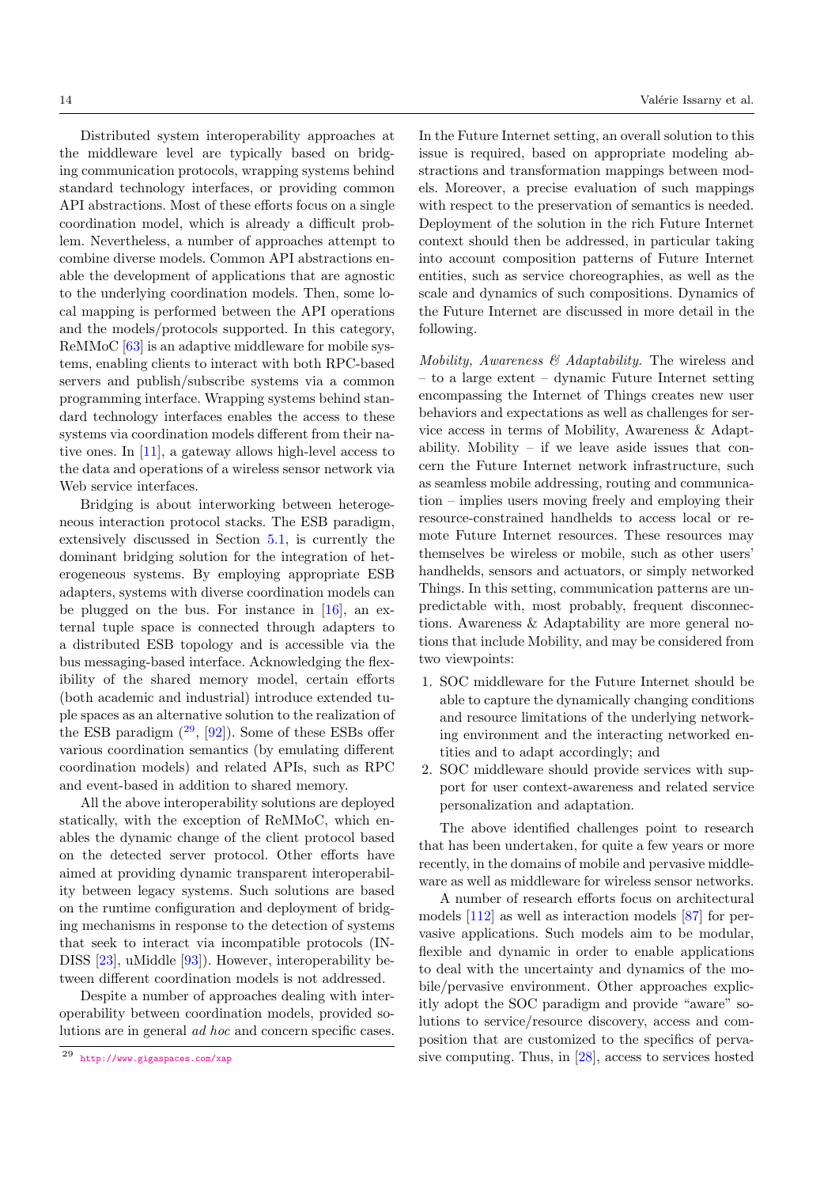Distributed system interoperability approaches at the middleware level are typically based on bridging communication protocols, wrapping systems behind standard technology interfaces, or providing common API abstractions. Most of these efforts focus on a single coordination model, which is already a difficult problem. Nevertheless, a number of approaches attempt to combine diverse models. Common API abstractions enable the development of applications that are agnostic to the underlying coordination models. Then, some local mapping is performed between the API operations and the models/protocols supported. In this category, ReMMoC [63] is an adaptive middleware for mobile systems, enabling clients to interact with both RPC-based servers and publish/subscribe systems via a common programming interface. Wrapping systems behind standard technology interfaces enables the access to these systems via coordination models different from their native ones. In [11], a gateway allows high-level access to the data and operations of a wireless sensor network via Web service interfaces.

Bridging is about interworking between heterogeneous interaction protocol stacks. The ESB paradigm, extensively discussed in Section 5.1, is currently the dominant bridging solution for the integration of heterogeneous systems. By employing appropriate ESB adapters, systems with diverse coordination models can be plugged on the bus. For instance in [16], an external tuple space is connected through adapters to a distributed ESB topology and is accessible via the bus messaging-based interface. Acknowledging the flexibility of the shared memory model, certain efforts (both academic and industrial) introduce extended tuple spaces as an alternative solution to the realization of the ESB paradigm ([29], [92]). Some of these ESBs offer various coordination semantics (by emulating different coordination models) and related APIs, such as RPC and event-based in addition to shared memory.

All the above interoperability solutions are deployed statically, with the exception of ReMMoC, which enables the dynamic change of the client protocol based on the detected server protocol. Other efforts have aimed at providing dynamic transparent interoperability between legacy systems. Such solutions are based on the runtime configuration and deployment of bridging mechanisms in response to the detection of systems that seek to interact via incompatible protocols (INDISS [23], uMiddle [93]). However, interoperability between different coordination models is not addressed.

Despite a number of approaches dealing with interoperability between coordination models, provided solutions are in general *ad hoc* and concern specific cases. In the Future Internet setting, an overall solution to this issue is required, based on appropriate modeling abstractions and transformation mappings between models. Moreover, a precise evaluation of such mappings with respect to the preservation of semantics is needed. Deployment of the solution in the rich Future Internet context should then be addressed, in particular taking into account composition patterns of Future Internet entities, such as service choreographies, as well as the scale and dynamics of such compositions. Dynamics of the Future Internet are discussed in more detail in the following.

[29] http://www.gigaspaces.com/xap

*Mobility, Awareness & Adaptability.* The wireless and – to a large extent – dynamic Future Internet setting encompassing the Internet of Things creates new user behaviors and expectations as well as challenges for service access in terms of Mobility, Awareness & Adaptability. Mobility – if we leave aside issues that concern the Future Internet network infrastructure, such as seamless mobile addressing, routing and communication – implies users moving freely and employing their resource-constrained handhelds to access local or remote Future Internet resources. These resources may themselves be wireless or mobile, such as other users' handhelds, sensors and actuators, or simply networked Things. In this setting, communication patterns are unpredictable with, most probably, frequent disconnections. Awareness & Adaptability are more general notions that include Mobility, and may be considered from two viewpoints:

1. SOC middleware for the Future Internet should be able to capture the dynamically changing conditions and resource limitations of the underlying networking environment and the interacting networked entities and to adapt accordingly; and
2. SOC middleware should provide services with support for user context-awareness and related service personalization and adaptation.

The above identified challenges point to research that has been undertaken, for quite a few years or more recently, in the domains of mobile and pervasive middleware as well as middleware for wireless sensor networks.

A number of research efforts focus on architectural models [112] as well as interaction models [87] for pervasive applications. Such models aim to be modular, flexible and dynamic in order to enable applications to deal with the uncertainty and dynamics of the mobile/pervasive environment. Other approaches explicitly adopt the SOC paradigm and provide "aware" solutions to service/resource discovery, access and composition that are customized to the specifics of pervasive computing. Thus, in [28], access to services hosted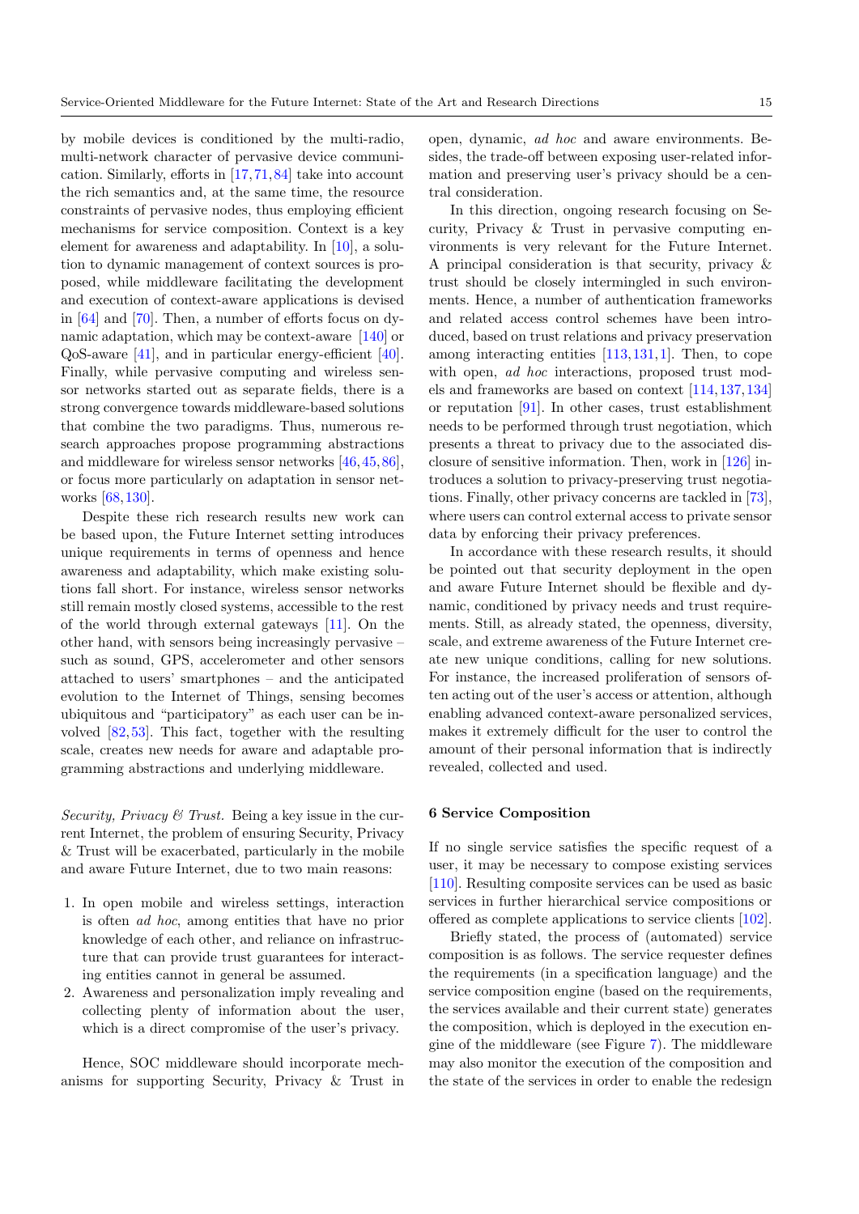by mobile devices is conditioned by the multi-radio, multi-network character of pervasive device communication. Similarly, efforts in [17,71,84] take into account the rich semantics and, at the same time, the resource constraints of pervasive nodes, thus employing efficient mechanisms for service composition. Context is a key element for awareness and adaptability. In [10], a solution to dynamic management of context sources is proposed, while middleware facilitating the development and execution of context-aware applications is devised in [64] and [70]. Then, a number of efforts focus on dynamic adaptation, which may be context-aware [140] or QoS-aware [41], and in particular energy-efficient [40]. Finally, while pervasive computing and wireless sensor networks started out as separate fields, there is a strong convergence towards middleware-based solutions that combine the two paradigms. Thus, numerous research approaches propose programming abstractions and middleware for wireless sensor networks [46,45,86], or focus more particularly on adaptation in sensor networks [68,130].

Despite these rich research results new work can be based upon, the Future Internet setting introduces unique requirements in terms of openness and hence awareness and adaptability, which make existing solutions fall short. For instance, wireless sensor networks still remain mostly closed systems, accessible to the rest of the world through external gateways [11]. On the other hand, with sensors being increasingly pervasive – such as sound, GPS, accelerometer and other sensors attached to users' smartphones – and the anticipated evolution to the Internet of Things, sensing becomes ubiquitous and "participatory" as each user can be involved [82,53]. This fact, together with the resulting scale, creates new needs for aware and adaptable programming abstractions and underlying middleware.

*Security, Privacy & Trust.* Being a key issue in the current Internet, the problem of ensuring Security, Privacy & Trust will be exacerbated, particularly in the mobile and aware Future Internet, due to two main reasons:

1. In open mobile and wireless settings, interaction is often *ad hoc*, among entities that have no prior knowledge of each other, and reliance on infrastructure that can provide trust guarantees for interacting entities cannot in general be assumed.
2. Awareness and personalization imply revealing and collecting plenty of information about the user, which is a direct compromise of the user's privacy.

Hence, SOC middleware should incorporate mechanisms for supporting Security, Privacy & Trust in open, dynamic, *ad hoc* and aware environments. Besides, the trade-off between exposing user-related information and preserving user's privacy should be a central consideration.

In this direction, ongoing research focusing on Security, Privacy & Trust in pervasive computing environments is very relevant for the Future Internet. A principal consideration is that security, privacy & trust should be closely intermingled in such environments. Hence, a number of authentication frameworks and related access control schemes have been introduced, based on trust relations and privacy preservation among interacting entities [113,131,1]. Then, to cope with open, *ad hoc* interactions, proposed trust models and frameworks are based on context [114,137,134] or reputation [91]. In other cases, trust establishment needs to be performed through trust negotiation, which presents a threat to privacy due to the associated disclosure of sensitive information. Then, work in [126] introduces a solution to privacy-preserving trust negotiations. Finally, other privacy concerns are tackled in [73], where users can control external access to private sensor data by enforcing their privacy preferences.

In accordance with these research results, it should be pointed out that security deployment in the open and aware Future Internet should be flexible and dynamic, conditioned by privacy needs and trust requirements. Still, as already stated, the openness, diversity, scale, and extreme awareness of the Future Internet create new unique conditions, calling for new solutions. For instance, the increased proliferation of sensors often acting out of the user's access or attention, although enabling advanced context-aware personalized services, makes it extremely difficult for the user to control the amount of their personal information that is indirectly revealed, collected and used.

## 6 Service Composition

If no single service satisfies the specific request of a user, it may be necessary to compose existing services [110]. Resulting composite services can be used as basic services in further hierarchical service compositions or offered as complete applications to service clients [102].

Briefly stated, the process of (automated) service composition is as follows. The service requester defines the requirements (in a specification language) and the service composition engine (based on the requirements, the services available and their current state) generates the composition, which is deployed in the execution engine of the middleware (see Figure 7). The middleware may also monitor the execution of the composition and the state of the services in order to enable the redesign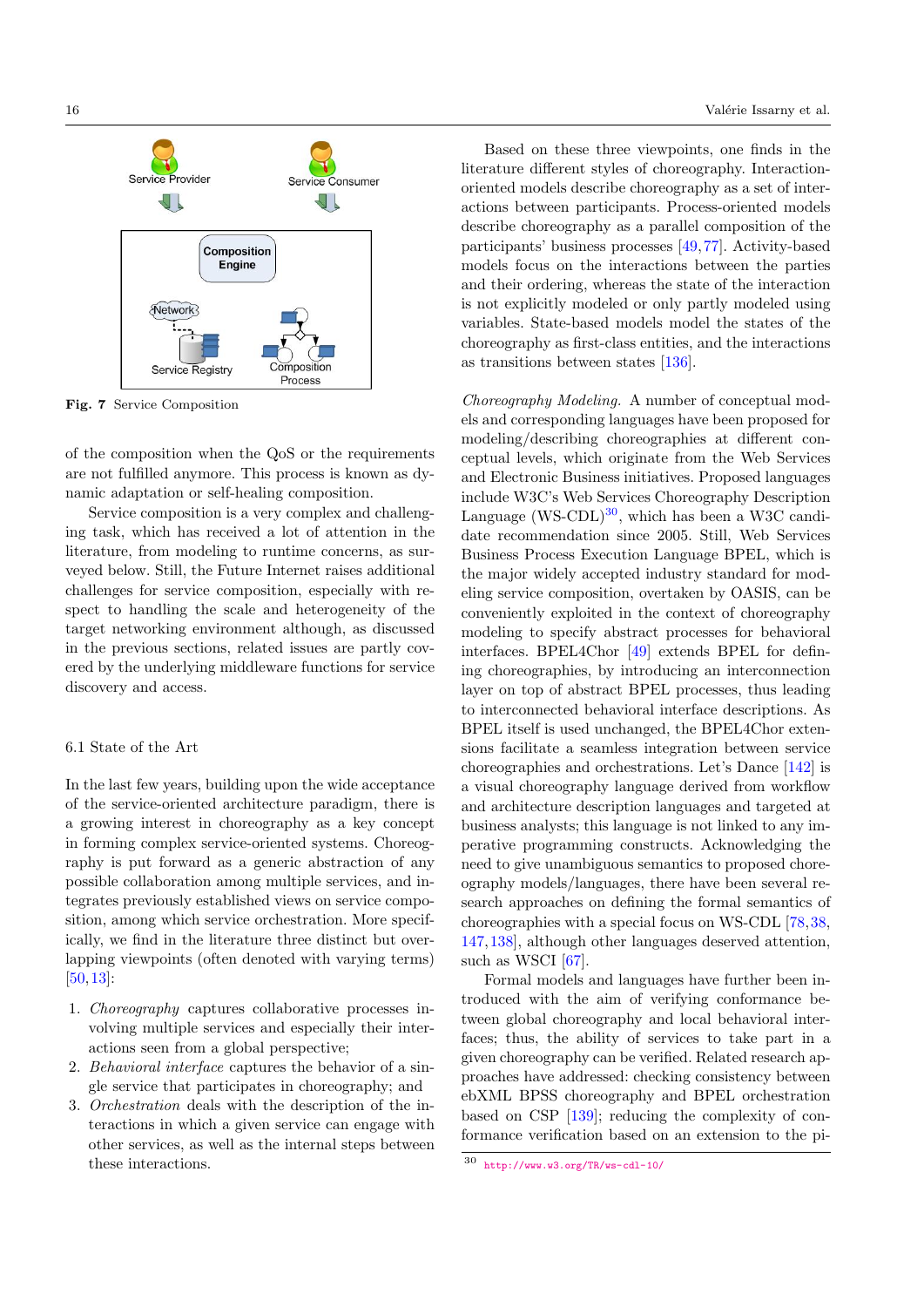Fig. 7 Service Composition

of the composition when the QoS or the requirements are not fulfilled anymore. This process is known as dynamic adaptation or self-healing composition.

Service composition is a very complex and challenging task, which has received a lot of attention in the literature, from modeling to runtime concerns, as surveyed below. Still, the Future Internet raises additional challenges for service composition, especially with respect to handling the scale and heterogeneity of the target networking environment although, as discussed in the previous sections, related issues are partly covered by the underlying middleware functions for service discovery and access.

### 6.1 State of the Art

In the last few years, building upon the wide acceptance of the service-oriented architecture paradigm, there is a growing interest in choreography as a key concept in forming complex service-oriented systems. Choreography is put forward as a generic abstraction of any possible collaboration among multiple services, and integrates previously established views on service composition, among which service orchestration. More specifically, we find in the literature three distinct but overlapping viewpoints (often denoted with varying terms) [50, 13]:

1. *Choreography* captures collaborative processes involving multiple services and especially their interactions seen from a global perspective;
2. *Behavioral interface* captures the behavior of a single service that participates in choreography; and
3. *Orchestration* deals with the description of the interactions in which a given service can engage with other services, as well as the internal steps between these interactions.

Based on these three viewpoints, one finds in the literature different styles of choreography. Interaction-oriented models describe choreography as a set of interactions between participants. Process-oriented models describe choreography as a parallel composition of the participants' business processes [49, 77]. Activity-based models focus on the interactions between the parties and their ordering, whereas the state of the interaction is not explicitly modeled or only partly modeled using variables. State-based models model the states of the choreography as first-class entities, and the interactions as transitions between states [136].

*Choreography Modeling.* A number of conceptual models and corresponding languages have been proposed for modeling/describing choreographies at different conceptual levels, which originate from the Web Services and Electronic Business initiatives. Proposed languages include W3C's Web Services Choreography Description Language (WS-CDL)[30], which has been a W3C candidate recommendation since 2005. Still, Web Services Business Process Execution Language BPEL, which is the major widely accepted industry standard for modeling service composition, overtaken by OASIS, can be conveniently exploited in the context of choreography modeling to specify abstract processes for behavioral interfaces. BPEL4Chor [49] extends BPEL for defining choreographies, by introducing an interconnection layer on top of abstract BPEL processes, thus leading to interconnected behavioral interface descriptions. As BPEL itself is used unchanged, the BPEL4Chor extensions facilitate a seamless integration between service choreographies and orchestrations. Let's Dance [142] is a visual choreography language derived from workflow and architecture description languages and targeted at business analysts; this language is not linked to any imperative programming constructs. Acknowledging the need to give unambiguous semantics to proposed choreography models/languages, there have been several research approaches on defining the formal semantics of choreographies with a special focus on WS-CDL [78, 38, 147, 138], although other languages deserved attention, such as WSCI [67].

Formal models and languages have further been introduced with the aim of verifying conformance between global choreography and local behavioral interfaces; thus, the ability of services to take part in a given choreography can be verified. Related research approaches have addressed: checking consistency between ebXML BPSS choreography and BPEL orchestration based on CSP [139]; reducing the complexity of conformance verification based on an extension to the pi-

[30] http://www.w3.org/TR/ws-cdl-10/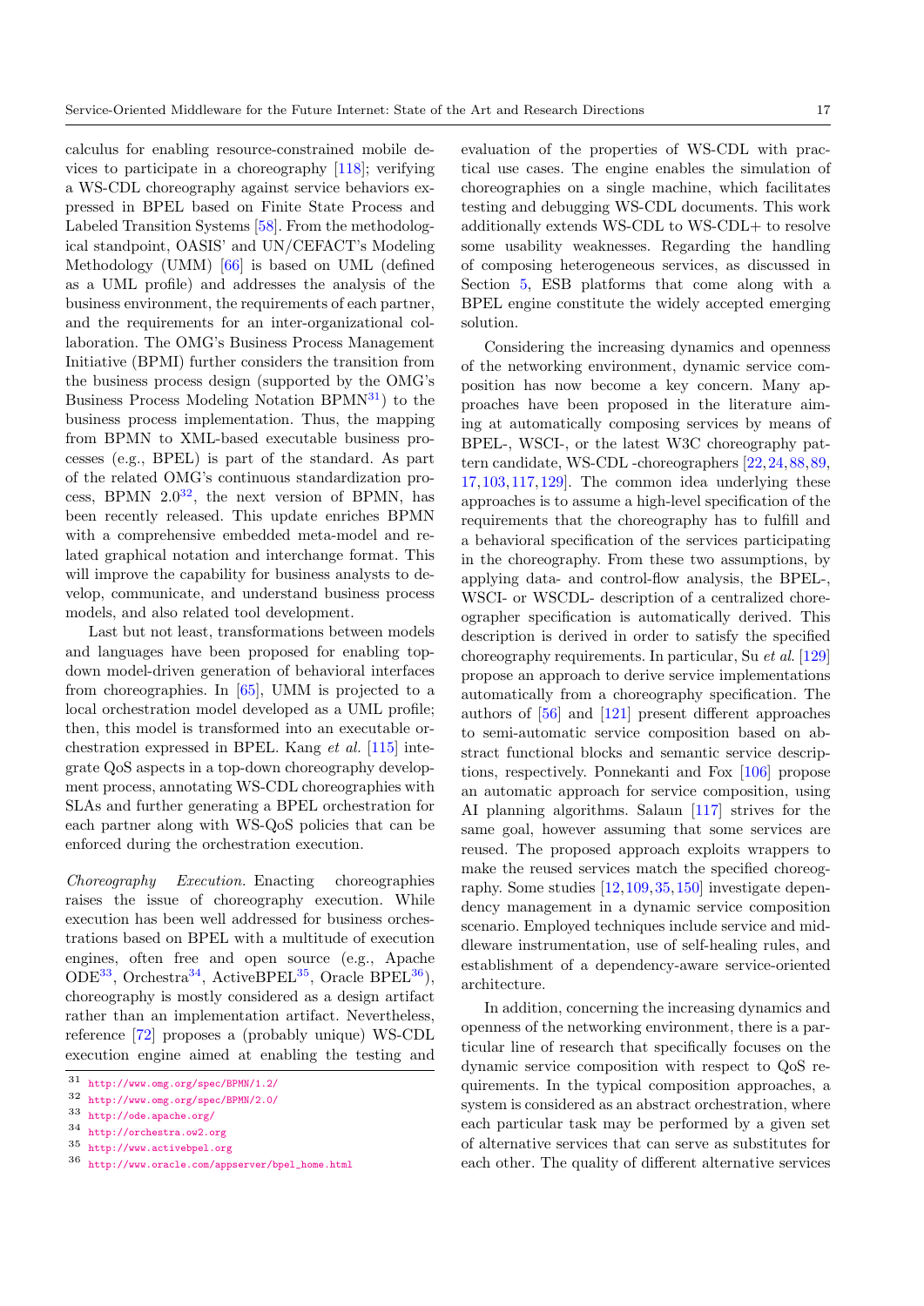calculus for enabling resource-constrained mobile devices to participate in a choreography [118]; verifying a WS-CDL choreography against service behaviors expressed in BPEL based on Finite State Process and Labeled Transition Systems [58]. From the methodological standpoint, OASIS' and UN/CEFACT's Modeling Methodology (UMM) [66] is based on UML (defined as a UML profile) and addresses the analysis of the business environment, the requirements of each partner, and the requirements for an inter-organizational collaboration. The OMG's Business Process Management Initiative (BPMI) further considers the transition from the business process design (supported by the OMG's Business Process Modeling Notation BPMN[31]) to the business process implementation. Thus, the mapping from BPMN to XML-based executable business processes (e.g., BPEL) is part of the standard. As part of the related OMG's continuous standardization process, BPMN 2.0[32], the next version of BPMN, has been recently released. This update enriches BPMN with a comprehensive embedded meta-model and related graphical notation and interchange format. This will improve the capability for business analysts to develop, communicate, and understand business process models, and also related tool development.

Last but not least, transformations between models and languages have been proposed for enabling top-down model-driven generation of behavioral interfaces from choreographies. In [65], UMM is projected to a local orchestration model developed as a UML profile; then, this model is transformed into an executable orchestration expressed in BPEL. Kang *et al.* [115] integrate QoS aspects in a top-down choreography development process, annotating WS-CDL choreographies with SLAs and further generating a BPEL orchestration for each partner along with WS-QoS policies that can be enforced during the orchestration execution.

*Choreography Execution.* Enacting choreographies raises the issue of choreography execution. While execution has been well addressed for business orchestrations based on BPEL with a multitude of execution engines, often free and open source (e.g., Apache ODE[33], Orchestra[34], ActiveBPEL[35], Oracle BPEL[36]), choreography is mostly considered as a design artifact rather than an implementation artifact. Nevertheless, reference [72] proposes a (probably unique) WS-CDL execution engine aimed at enabling the testing and evaluation of the properties of WS-CDL with practical use cases. The engine enables the simulation of choreographies on a single machine, which facilitates testing and debugging WS-CDL documents. This work additionally extends WS-CDL to WS-CDL+ to resolve some usability weaknesses. Regarding the handling of composing heterogeneous services, as discussed in Section 5, ESB platforms that come along with a BPEL engine constitute the widely accepted emerging solution.

Considering the increasing dynamics and openness of the networking environment, dynamic service composition has now become a key concern. Many approaches have been proposed in the literature aiming at automatically composing services by means of BPEL-, WSCI-, or the latest W3C choreography pattern candidate, WS-CDL -choreographers [22, 24, 88, 89, 17, 103, 117, 129]. The common idea underlying these approaches is to assume a high-level specification of the requirements that the choreography has to fulfill and a behavioral specification of the services participating in the choreography. From these two assumptions, by applying data- and control-flow analysis, the BPEL-, WSCI- or WSCDL- description of a centralized choreographer specification is automatically derived. This description is derived in order to satisfy the specified choreography requirements. In particular, Su *et al.* [129] propose an approach to derive service implementations automatically from a choreography specification. The authors of [56] and [121] present different approaches to semi-automatic service composition based on abstract functional blocks and semantic service descriptions, respectively. Ponnekanti and Fox [106] propose an automatic approach for service composition, using AI planning algorithms. Salaun [117] strives for the same goal, however assuming that some services are reused. The proposed approach exploits wrappers to make the reused services match the specified choreography. Some studies [12, 109, 35, 150] investigate dependency management in a dynamic service composition scenario. Employed techniques include service and middleware instrumentation, use of self-healing rules, and establishment of a dependency-aware service-oriented architecture.

In addition, concerning the increasing dynamics and openness of the networking environment, there is a particular line of research that specifically focuses on the dynamic service composition with respect to QoS requirements. In the typical composition approaches, a system is considered as an abstract orchestration, where each particular task may be performed by a given set of alternative services that can serve as substitutes for each other. The quality of different alternative services

[31] http://www.omg.org/spec/BPMN/1.2/
[32] http://www.omg.org/spec/BPMN/2.0/
[33] http://ode.apache.org/
[34] http://orchestra.ow2.org
[35] http://www.activebpel.org
[36] http://www.oracle.com/appserver/bpel_home.html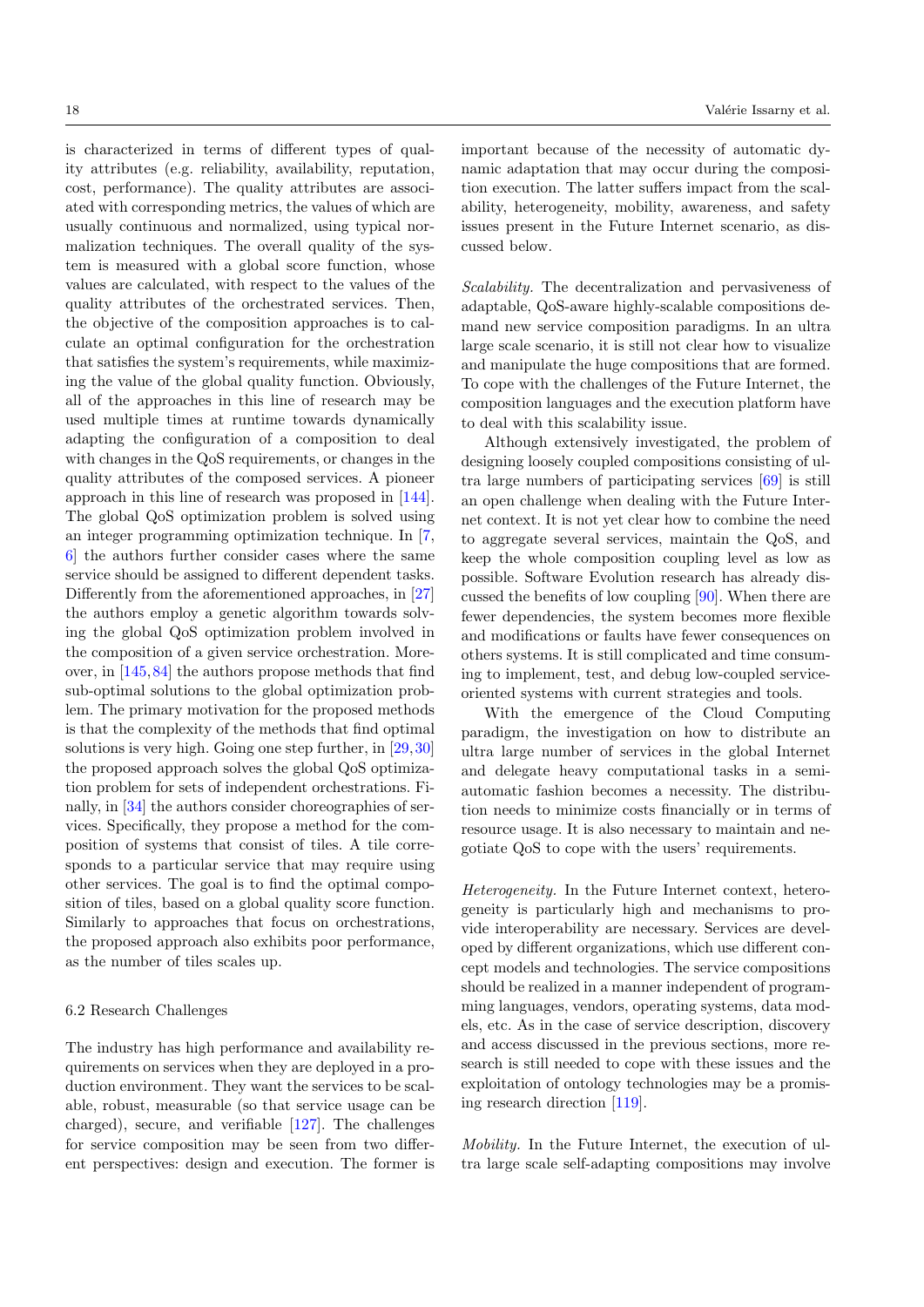is characterized in terms of different types of quality attributes (e.g. reliability, availability, reputation, cost, performance). The quality attributes are associated with corresponding metrics, the values of which are usually continuous and normalized, using typical normalization techniques. The overall quality of the system is measured with a global score function, whose values are calculated, with respect to the values of the quality attributes of the orchestrated services. Then, the objective of the composition approaches is to calculate an optimal configuration for the orchestration that satisfies the system's requirements, while maximizing the value of the global quality function. Obviously, all of the approaches in this line of research may be used multiple times at runtime towards dynamically adapting the configuration of a composition to deal with changes in the QoS requirements, or changes in the quality attributes of the composed services. A pioneer approach in this line of research was proposed in [144]. The global QoS optimization problem is solved using an integer programming optimization technique. In [7, 6] the authors further consider cases where the same service should be assigned to different dependent tasks. Differently from the aforementioned approaches, in [27] the authors employ a genetic algorithm towards solving the global QoS optimization problem involved in the composition of a given service orchestration. Moreover, in [145, 84] the authors propose methods that find sub-optimal solutions to the global optimization problem. The primary motivation for the proposed methods is that the complexity of the methods that find optimal solutions is very high. Going one step further, in [29, 30] the proposed approach solves the global QoS optimization problem for sets of independent orchestrations. Finally, in [34] the authors consider choreographies of services. Specifically, they propose a method for the composition of systems that consist of tiles. A tile corresponds to a particular service that may require using other services. The goal is to find the optimal composition of tiles, based on a global quality score function. Similarly to approaches that focus on orchestrations, the proposed approach also exhibits poor performance, as the number of tiles scales up.

### 6.2 Research Challenges

The industry has high performance and availability requirements on services when they are deployed in a production environment. They want the services to be scalable, robust, measurable (so that service usage can be charged), secure, and verifiable [127]. The challenges for service composition may be seen from two different perspectives: design and execution. The former is important because of the necessity of automatic dynamic adaptation that may occur during the composition execution. The latter suffers impact from the scalability, heterogeneity, mobility, awareness, and safety issues present in the Future Internet scenario, as discussed below.

*Scalability.* The decentralization and pervasiveness of adaptable, QoS-aware highly-scalable compositions demand new service composition paradigms. In an ultra large scale scenario, it is still not clear how to visualize and manipulate the huge compositions that are formed. To cope with the challenges of the Future Internet, the composition languages and the execution platform have to deal with this scalability issue.

Although extensively investigated, the problem of designing loosely coupled compositions consisting of ultra large numbers of participating services [69] is still an open challenge when dealing with the Future Internet context. It is not yet clear how to combine the need to aggregate several services, maintain the QoS, and keep the whole composition coupling level as low as possible. Software Evolution research has already discussed the benefits of low coupling [90]. When there are fewer dependencies, the system becomes more flexible and modifications or faults have fewer consequences on others systems. It is still complicated and time consuming to implement, test, and debug low-coupled service-oriented systems with current strategies and tools.

With the emergence of the Cloud Computing paradigm, the investigation on how to distribute an ultra large number of services in the global Internet and delegate heavy computational tasks in a semi-automatic fashion becomes a necessity. The distribution needs to minimize costs financially or in terms of resource usage. It is also necessary to maintain and negotiate QoS to cope with the users' requirements.

*Heterogeneity.* In the Future Internet context, heterogeneity is particularly high and mechanisms to provide interoperability are necessary. Services are developed by different organizations, which use different concept models and technologies. The service compositions should be realized in a manner independent of programming languages, vendors, operating systems, data models, etc. As in the case of service description, discovery and access discussed in the previous sections, more research is still needed to cope with these issues and the exploitation of ontology technologies may be a promising research direction [119].

*Mobility.* In the Future Internet, the execution of ultra large scale self-adapting compositions may involve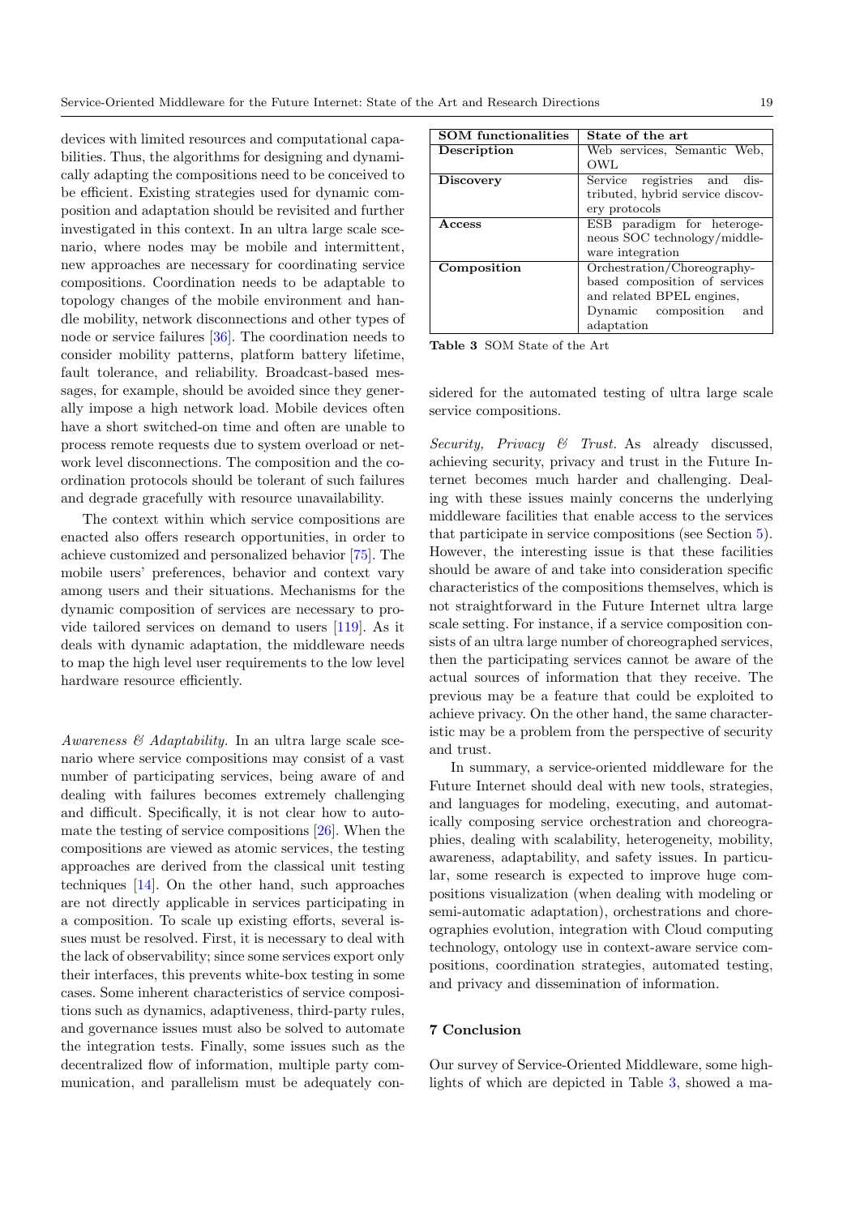devices with limited resources and computational capabilities. Thus, the algorithms for designing and dynamically adapting the compositions need to be conceived to be efficient. Existing strategies used for dynamic composition and adaptation should be revisited and further investigated in this context. In an ultra large scale scenario, where nodes may be mobile and intermittent, new approaches are necessary for coordinating service compositions. Coordination needs to be adaptable to topology changes of the mobile environment and handle mobility, network disconnections and other types of node or service failures [36]. The coordination needs to consider mobility patterns, platform battery lifetime, fault tolerance, and reliability. Broadcast-based messages, for example, should be avoided since they generally impose a high network load. Mobile devices often have a short switched-on time and often are unable to process remote requests due to system overload or network level disconnections. The composition and the coordination protocols should be tolerant of such failures and degrade gracefully with resource unavailability.

The context within which service compositions are enacted also offers research opportunities, in order to achieve customized and personalized behavior [75]. The mobile users' preferences, behavior and context vary among users and their situations. Mechanisms for the dynamic composition of services are necessary to provide tailored services on demand to users [119]. As it deals with dynamic adaptation, the middleware needs to map the high level user requirements to the low level hardware resource efficiently.

*Awareness & Adaptability.* In an ultra large scale scenario where service compositions may consist of a vast number of participating services, being aware of and dealing with failures becomes extremely challenging and difficult. Specifically, it is not clear how to automate the testing of service compositions [26]. When the compositions are viewed as atomic services, the testing approaches are derived from the classical unit testing techniques [14]. On the other hand, such approaches are not directly applicable in services participating in a composition. To scale up existing efforts, several issues must be resolved. First, it is necessary to deal with the lack of observability; since some services export only their interfaces, this prevents white-box testing in some cases. Some inherent characteristics of service compositions such as dynamics, adaptiveness, third-party rules, and governance issues must also be solved to automate the integration tests. Finally, some issues such as the decentralized flow of information, multiple party communication, and parallelism must be adequately considered for the automated testing of ultra large scale service compositions.

| SOM functionalities | State of the art |
|---|---|
| **Description** | Web services, Semantic Web, OWL |
| **Discovery** | Service registries and distributed, hybrid service discovery protocols |
| **Access** | ESB paradigm for heterogeneous SOC technology/middleware integration |
| **Composition** | Orchestration/Choreography-based composition of services and related BPEL engines, Dynamic composition and adaptation |

**Table 3** SOM State of the Art

*Security, Privacy & Trust.* As already discussed, achieving security, privacy and trust in the Future Internet becomes much harder and challenging. Dealing with these issues mainly concerns the underlying middleware facilities that enable access to the services that participate in service compositions (see Section 5). However, the interesting issue is that these facilities should be aware of and take into consideration specific characteristics of the compositions themselves, which is not straightforward in the Future Internet ultra large scale setting. For instance, if a service composition consists of an ultra large number of choreographed services, then the participating services cannot be aware of the actual sources of information that they receive. The previous may be a feature that could be exploited to achieve privacy. On the other hand, the same characteristic may be a problem from the perspective of security and trust.

In summary, a service-oriented middleware for the Future Internet should deal with new tools, strategies, and languages for modeling, executing, and automatically composing service orchestration and choreographies, dealing with scalability, heterogeneity, mobility, awareness, adaptability, and safety issues. In particular, some research is expected to improve huge compositions visualization (when dealing with modeling or semi-automatic adaptation), orchestrations and choreographies evolution, integration with Cloud computing technology, ontology use in context-aware service compositions, coordination strategies, automated testing, and privacy and dissemination of information.

## 7 Conclusion

Our survey of Service-Oriented Middleware, some highlights of which are depicted in Table 3, showed a ma-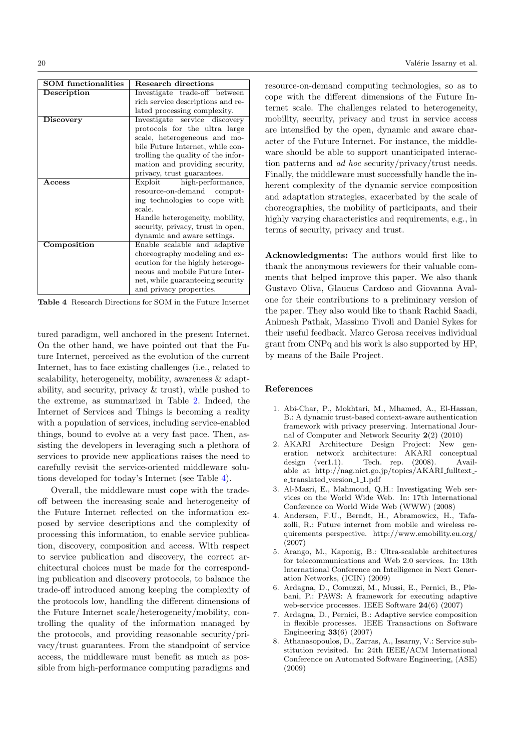| SOM functionalities | Research directions |
|---|---|
| **Description** | Investigate trade-off between rich service descriptions and related processing complexity. |
| **Discovery** | Investigate service discovery protocols for the ultra large scale, heterogeneous and mobile Future Internet, while controlling the quality of the information and providing security, privacy, trust guarantees. |
| **Access** | Exploit high-performance, resource-on-demand computing technologies to cope with scale. Handle heterogeneity, mobility, security, privacy, trust in open, dynamic and aware settings. |
| **Composition** | Enable scalable and adaptive choreography modeling and execution for the highly heterogeneous and mobile Future Internet, while guaranteeing security and privacy properties. |

**Table 4** Research Directions for SOM in the Future Internet

tured paradigm, well anchored in the present Internet. On the other hand, we have pointed out that the Future Internet, perceived as the evolution of the current Internet, has to face existing challenges (i.e., related to scalability, heterogeneity, mobility, awareness & adaptability, and security, privacy & trust), while pushed to the extreme, as summarized in Table 2. Indeed, the Internet of Services and Things is becoming a reality with a population of services, including service-enabled things, bound to evolve at a very fast pace. Then, assisting the developers in leveraging such a plethora of services to provide new applications raises the need to carefully revisit the service-oriented middleware solutions developed for today's Internet (see Table 4).

Overall, the middleware must cope with the trade-off between the increasing scale and heterogeneity of the Future Internet reflected on the information exposed by service descriptions and the complexity of processing this information, to enable service publication, discovery, composition and access. With respect to service publication and discovery, the correct architectural choices must be made for the corresponding publication and discovery protocols, to balance the trade-off introduced among keeping the complexity of the protocols low, handling the different dimensions of the Future Internet scale/heterogeneity/mobility, controlling the quality of the information managed by the protocols, and providing reasonable security/privacy/trust guarantees. From the standpoint of service access, the middleware must benefit as much as possible from high-performance computing paradigms and resource-on-demand computing technologies, so as to cope with the different dimensions of the Future Internet scale. The challenges related to heterogeneity, mobility, security, privacy and trust in service access are intensified by the open, dynamic and aware character of the Future Internet. For instance, the middleware should be able to support unanticipated interaction patterns and *ad hoc* security/privacy/trust needs. Finally, the middleware must successfully handle the inherent complexity of the dynamic service composition and adaptation strategies, exacerbated by the scale of choreographies, the mobility of participants, and their highly varying characteristics and requirements, e.g., in terms of security, privacy and trust.

**Acknowledgments:** The authors would first like to thank the anonymous reviewers for their valuable comments that helped improve this paper. We also thank Gustavo Oliva, Glaucus Cardoso and Giovanna Avalone for their contributions to a preliminary version of the paper. They also would like to thank Rachid Saadi, Animesh Pathak, Massimo Tivoli and Daniel Sykes for their useful feedback. Marco Gerosa receives individual grant from CNPq and his work is also supported by HP, by means of the Baile Project.

## References

1. Abi-Char, P., Mokhtari, M., Mhamed, A., El-Hassan, B.: A dynamic trust-based context-aware authentication framework with privacy preserving. International Journal of Computer and Network Security **2**(2) (2010)
2. AKARI Architecture Design Project: New generation network architecture: AKARI conceptual design (ver1.1). Tech. rep. (2008). Available at http://nag.nict.go.jp/topics/AKARI_fulltext_e_translated_version_1_1.pdf
3. Al-Masri, E., Mahmoud, Q.H.: Investigating Web services on the World Wide Web. In: 17th International Conference on World Wide Web (WWW) (2008)
4. Andersen, F.U., Berndt, H., Abramowicz, H., Tafazolli, R.: Future internet from mobile and wireless requirements perspective. http://www.emobility.eu.org/ (2007)
5. Arango, M., Kaponig, B.: Ultra-scalable architectures for telecommunications and Web 2.0 services. In: 13th International Conference on Intelligence in Next Generation Networks, (ICIN) (2009)
6. Ardagna, D., Comuzzi, M., Mussi, E., Pernici, B., Plebani, P.: PAWS: A framework for executing adaptive web-service processes. IEEE Software **24**(6) (2007)
7. Ardagna, D., Pernici, B.: Adaptive service composition in flexible processes. IEEE Transactions on Software Engineering **33**(6) (2007)
8. Athanasopoulos, D., Zarras, A., Issarny, V.: Service substitution revisited. In: 24th IEEE/ACM International Conference on Automated Software Engineering, (ASE) (2009)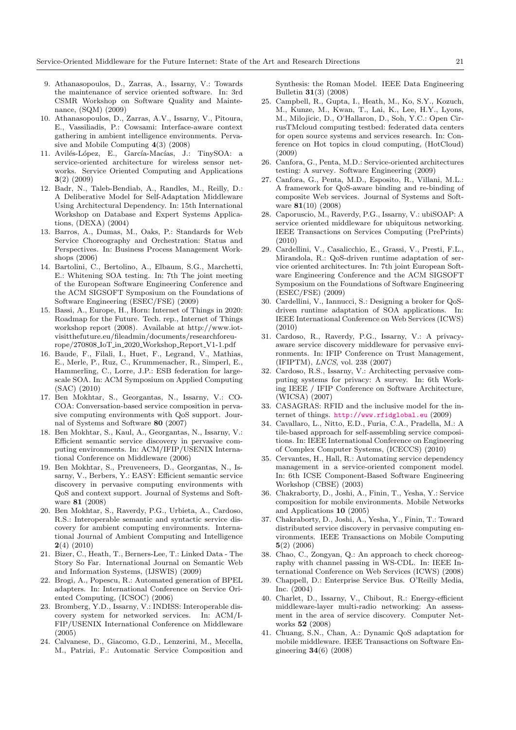9. Athanasopoulos, D., Zarras, A., Issarny, V.: Towards the maintenance of service oriented software. In: 3rd CSMR Workshop on Software Quality and Maintenance, (SQM) (2009)
10. Athanasopoulos, D., Zarras, A.V., Issarny, V., Pitoura, E., Vassiliadis, P.: Cowsami: Interface-aware context gathering in ambient intelligence environments. Pervasive and Mobile Computing **4**(3) (2008)
11. Avilés-López, E., García-Macías, J.: TinySOA: a service-oriented architecture for wireless sensor networks. Service Oriented Computing and Applications **3**(2) (2009)
12. Badr, N., Taleb-Bendiab, A., Randles, M., Reilly, D.: A Deliberative Model for Self-Adaptation Middleware Using Architectural Dependency. In: 15th International Workshop on Database and Expert Systems Applications, (DEXA) (2004)
13. Barros, A., Dumas, M., Oaks, P.: Standards for Web Service Choreography and Orchestration: Status and Perspectives. In: Business Process Management Workshops (2006)
14. Bartolini, C., Bertolino, A., Elbaum, S.G., Marchetti, E.: Whitening SOA testing. In: 7th The joint meeting of the European Software Engineering Conference and the ACM SIGSOFT Symposium on the Foundations of Software Engineering (ESEC/FSE) (2009)
15. Bassi, A., Europe, H., Horn: Internet of Things in 2020: Roadmap for the Future. Tech. rep., Internet of Things workshop report (2008). Available at http://www.iot-visitthefuture.eu/fileadmin/documents/researchforeurope/270808_IoT_in_2020_Workshop_Report_V1-1.pdf
16. Baude, F., Filali, I., Huet, F., Legrand, V., Mathias, E., Merle, P., Ruz, C., Krummenacher, R., Simperl, E., Hammerling, C., Lorre, J.P.: ESB federation for large-scale SOA. In: ACM Symposium on Applied Computing (SAC) (2010)
17. Ben Mokhtar, S., Georgantas, N., Issarny, V.: COCOA: Conversation-based service composition in pervasive computing environments with QoS support. Journal of Systems and Software **80** (2007)
18. Ben Mokhtar, S., Kaul, A., Georgantas, N., Issarny, V.: Efficient semantic service discovery in pervasive computing environments. In: ACM/IFIP/USENIX International Conference on Middleware (2006)
19. Ben Mokhtar, S., Preuveneers, D., Georgantas, N., Issarny, V., Berbers, Y.: EASY: Efficient semantic service discovery in pervasive computing environments with QoS and context support. Journal of Systems and Software **81** (2008)
20. Ben Mokhtar, S., Raverdy, P.G., Urbieta, A., Cardoso, R.S.: Interoperable semantic and syntactic service discovery for ambient computing environments. International Journal of Ambient Computing and Intelligence **2**(4) (2010)
21. Bizer, C., Heath, T., Berners-Lee, T.: Linked Data - The Story So Far. International Journal on Semantic Web and Information Systems, (IJSWIS) (2009)
22. Brogi, A., Popescu, R.: Automated generation of BPEL adapters. In: International Conference on Service Oriented Computing, (ICSOC) (2006)
23. Bromberg, Y.D., Issarny, V.: INDISS: Interoperable discovery system for networked services. In: ACM/IFIP/USENIX International Conference on Middleware (2005)
24. Calvanese, D., Giacomo, G.D., Lenzerini, M., Mecella, M., Patrizi, F.: Automatic Service Composition and Synthesis: the Roman Model. IEEE Data Engineering Bulletin **31**(3) (2008)
25. Campbell, R., Gupta, I., Heath, M., Ko, S.Y., Kozuch, M., Kunze, M., Kwan, T., Lai, K., Lee, H.Y., Lyons, M., Milojicic, D., O'Hallaron, D., Soh, Y.C.: Open CirrusTMcloud computing testbed: federated data centers for open source systems and services research. In: Conference on Hot topics in cloud computing, (HotCloud) (2009)
26. Canfora, G., Penta, M.D.: Service-oriented architectures testing: A survey. Software Engineering (2009)
27. Canfora, G., Penta, M.D., Esposito, R., Villani, M.L.: A framework for QoS-aware binding and re-binding of composite Web services. Journal of Systems and Software **81**(10) (2008)
28. Caporuscio, M., Raverdy, P.G., Issarny, V.: ubiSOAP: A service oriented middleware for ubiquitous networking. IEEE Transactions on Services Computing (PrePrints) (2010)
29. Cardellini, V., Casalicchio, E., Grassi, V., Presti, F.L., Mirandola, R.: QoS-driven runtime adaptation of service oriented architectures. In: 7th joint European Software Engineering Conference and the ACM SIGSOFT Symposium on the Foundations of Software Engineering (ESEC/FSE) (2009)
30. Cardellini, V., Iannucci, S.: Designing a broker for QoS-driven runtime adaptation of SOA applications. In: IEEE International Conference on Web Services (ICWS) (2010)
31. Cardoso, R., Raverdy, P.G., Issarny, V.: A privacy-aware service discovery middleware for pervasive environments. In: IFIP Conference on Trust Management, (IFIPTM), *LNCS*, vol. 238 (2007)
32. Cardoso, R.S., Issarny, V.: Architecting pervasive computing systems for privacy: A survey. In: 6th Working IEEE / IFIP Conference on Software Architecture, (WICSA) (2007)
33. CASAGRAS: RFID and the inclusive model for the internet of things. http://www.rfidglobal.eu (2009)
34. Cavallaro, L., Nitto, E.D., Furia, C.A., Pradella, M.: A tile-based approach for self-assembling service compositions. In: IEEE International Conference on Engineering of Complex Computer Systems, (ICECCS) (2010)
35. Cervantes, H., Hall, R.: Automating service dependency management in a service-oriented component model. In: 6th ICSE Component-Based Software Engineering Workshop (CBSE) (2003)
36. Chakraborty, D., Joshi, A., Finin, T., Yesha, Y.: Service composition for mobile environments. Mobile Networks and Applications **10** (2005)
37. Chakraborty, D., Joshi, A., Yesha, Y., Finin, T.: Toward distributed service discovery in pervasive computing environments. IEEE Transactions on Mobile Computing **5**(2) (2006)
38. Chao, C., Zongyan, Q.: An approach to check choreography with channel passing in WS-CDL. In: IEEE International Conference on Web Services (ICWS) (2008)
39. Chappell, D.: Enterprise Service Bus. O'Reilly Media, Inc. (2004)
40. Charlet, D., Issarny, V., Chibout, R.: Energy-efficient middleware-layer multi-radio networking: An assessment in the area of service discovery. Computer Networks **52** (2008)
41. Chuang, S.N., Chan, A.: Dynamic QoS adaptation for mobile middleware. IEEE Transactions on Software Engineering **34**(6) (2008)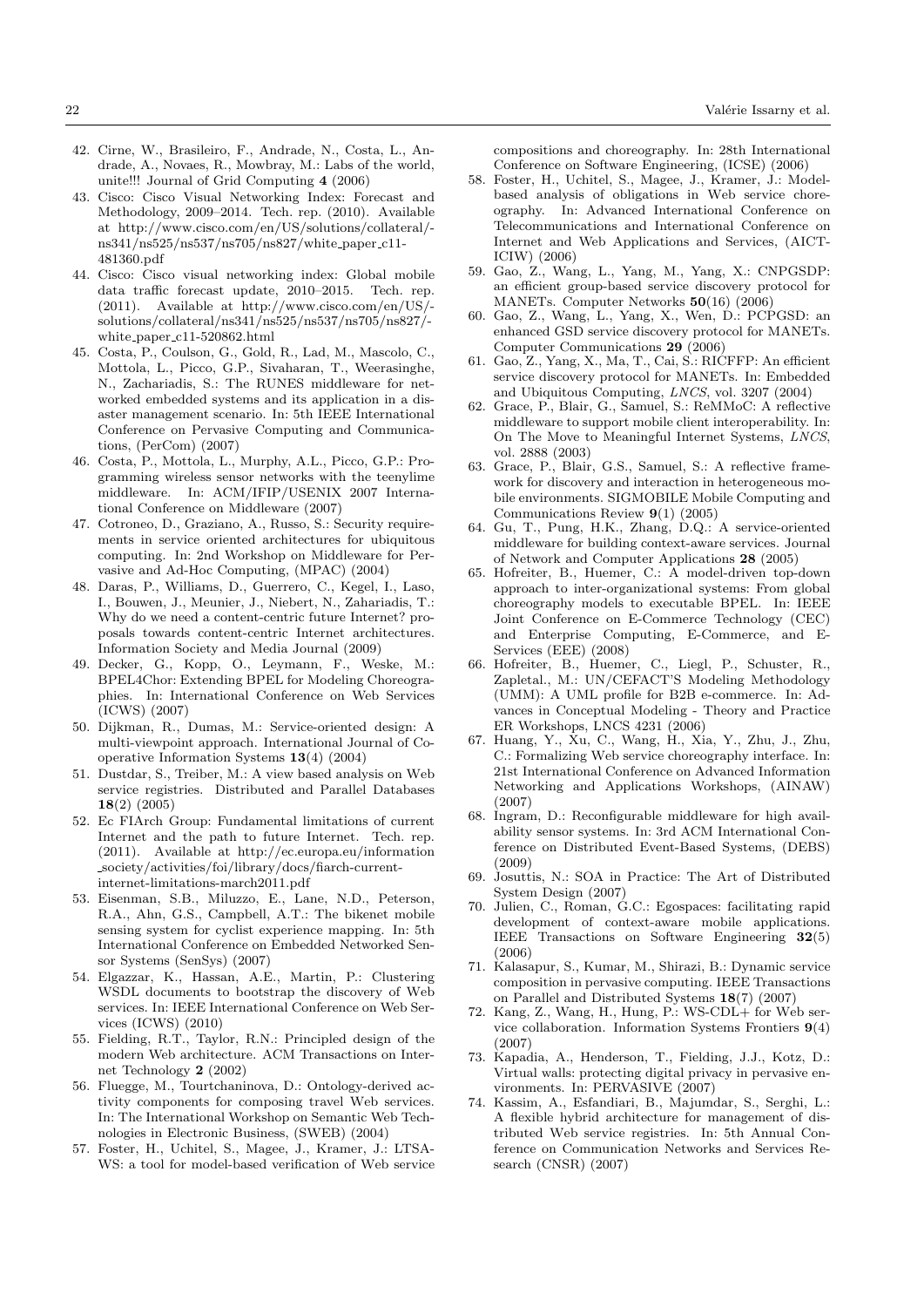42. Cirne, W., Brasileiro, F., Andrade, N., Costa, L., Andrade, A., Novaes, R., Mowbray, M.: Labs of the world, unite!!! Journal of Grid Computing **4** (2006)
43. Cisco: Cisco Visual Networking Index: Forecast and Methodology, 2009–2014. Tech. rep. (2010). Available at http://www.cisco.com/en/US/solutions/collateral/ns341/ns525/ns537/ns705/ns827/white_paper_c11-481360.pdf
44. Cisco: Cisco visual networking index: Global mobile data traffic forecast update, 2010–2015. Tech. rep. (2011). Available at http://www.cisco.com/en/US/solutions/collateral/ns341/ns525/ns537/ns705/ns827/white_paper_c11-520862.html
45. Costa, P., Coulson, G., Gold, R., Lad, M., Mascolo, C., Mottola, L., Picco, G.P., Sivaharan, T., Weerasinghe, N., Zachariadis, S.: The RUNES middleware for networked embedded systems and its application in a disaster management scenario. In: 5th IEEE International Conference on Pervasive Computing and Communications, (PerCom) (2007)
46. Costa, P., Mottola, L., Murphy, A.L., Picco, G.P.: Programming wireless sensor networks with the teenylime middleware. In: ACM/IFIP/USENIX 2007 International Conference on Middleware (2007)
47. Cotroneo, D., Graziano, A., Russo, S.: Security requirements in service oriented architectures for ubiquitous computing. In: 2nd Workshop on Middleware for Pervasive and Ad-Hoc Computing, (MPAC) (2004)
48. Daras, P., Williams, D., Guerrero, C., Kegel, I., Laso, I., Bouwen, J., Meunier, J., Niebert, N., Zahariadis, T.: Why do we need a content-centric future Internet? proposals towards content-centric Internet architectures. Information Society and Media Journal (2009)
49. Decker, G., Kopp, O., Leymann, F., Weske, M.: BPEL4Chor: Extending BPEL for Modeling Choreographies. In: International Conference on Web Services (ICWS) (2007)
50. Dijkman, R., Dumas, M.: Service-oriented design: A multi-viewpoint approach. International Journal of Cooperative Information Systems **13**(4) (2004)
51. Dustdar, S., Treiber, M.: A view based analysis on Web service registries. Distributed and Parallel Databases **18**(2) (2005)
52. Ec FIArch Group: Fundamental limitations of current Internet and the path to future Internet. Tech. rep. (2011). Available at http://ec.europa.eu/information_society/activities/foi/library/docs/fiarch-current-internet-limitations-march2011.pdf
53. Eisenman, S.B., Miluzzo, E., Lane, N.D., Peterson, R.A., Ahn, G.S., Campbell, A.T.: The bikenet mobile sensing system for cyclist experience mapping. In: 5th International Conference on Embedded Networked Sensor Systems (SenSys) (2007)
54. Elgazzar, K., Hassan, A.E., Martin, P.: Clustering WSDL documents to bootstrap the discovery of Web services. In: IEEE International Conference on Web Services (ICWS) (2010)
55. Fielding, R.T., Taylor, R.N.: Principled design of the modern Web architecture. ACM Transactions on Internet Technology **2** (2002)
56. Fluegge, M., Tourtchaninova, D.: Ontology-derived activity components for composing travel Web services. In: The International Workshop on Semantic Web Technologies in Electronic Business, (SWEB) (2004)
57. Foster, H., Uchitel, S., Magee, J., Kramer, J.: LTSA-WS: a tool for model-based verification of Web service compositions and choreography. In: 28th International Conference on Software Engineering, (ICSE) (2006)
58. Foster, H., Uchitel, S., Magee, J., Kramer, J.: Model-based analysis of obligations in Web service choreography. In: Advanced International Conference on Telecommunications and International Conference on Internet and Web Applications and Services, (AICT-ICIW) (2006)
59. Gao, Z., Wang, L., Yang, M., Yang, X.: CNPGSDP: an efficient group-based service discovery protocol for MANETs. Computer Networks **50**(16) (2006)
60. Gao, Z., Wang, L., Yang, X., Wen, D.: PCPGSD: an enhanced GSD service discovery protocol for MANETs. Computer Communications **29** (2006)
61. Gao, Z., Yang, X., Ma, T., Cai, S.: RICFFP: An efficient service discovery protocol for MANETs. In: Embedded and Ubiquitous Computing, *LNCS*, vol. 3207 (2004)
62. Grace, P., Blair, G., Samuel, S.: ReMMoC: A reflective middleware to support mobile client interoperability. In: On The Move to Meaningful Internet Systems, *LNCS*, vol. 2888 (2003)
63. Grace, P., Blair, G.S., Samuel, S.: A reflective framework for discovery and interaction in heterogeneous mobile environments. SIGMOBILE Mobile Computing and Communications Review **9**(1) (2005)
64. Gu, T., Pung, H.K., Zhang, D.Q.: A service-oriented middleware for building context-aware services. Journal of Network and Computer Applications **28** (2005)
65. Hofreiter, B., Huemer, C.: A model-driven top-down approach to inter-organizational systems: From global choreography models to executable BPEL. In: IEEE Joint Conference on E-Commerce Technology (CEC) and Enterprise Computing, E-Commerce, and E-Services (EEE) (2008)
66. Hofreiter, B., Huemer, C., Liegl, P., Schuster, R., Zapletal., M.: UN/CEFACT'S Modeling Methodology (UMM): A UML profile for B2B e-commerce. In: Advances in Conceptual Modeling - Theory and Practice ER Workshops, LNCS 4231 (2006)
67. Huang, Y., Xu, C., Wang, H., Xia, Y., Zhu, J., Zhu, C.: Formalizing Web service choreography interface. In: 21st International Conference on Advanced Information Networking and Applications Workshops, (AINAW) (2007)
68. Ingram, D.: Reconfigurable middleware for high availability sensor systems. In: 3rd ACM International Conference on Distributed Event-Based Systems, (DEBS) (2009)
69. Josuttis, N.: SOA in Practice: The Art of Distributed System Design (2007)
70. Julien, C., Roman, G.C.: Egospaces: facilitating rapid development of context-aware mobile applications. IEEE Transactions on Software Engineering **32**(5) (2006)
71. Kalasapur, S., Kumar, M., Shirazi, B.: Dynamic service composition in pervasive computing. IEEE Transactions on Parallel and Distributed Systems **18**(7) (2007)
72. Kang, Z., Wang, H., Hung, P.: WS-CDL+ for Web service collaboration. Information Systems Frontiers **9**(4) (2007)
73. Kapadia, A., Henderson, T., Fielding, J.J., Kotz, D.: Virtual walls: protecting digital privacy in pervasive environments. In: PERVASIVE (2007)
74. Kassim, A., Esfandiari, B., Majumdar, S., Serghi, L.: A flexible hybrid architecture for management of distributed Web service registries. In: 5th Annual Conference on Communication Networks and Services Research (CNSR) (2007)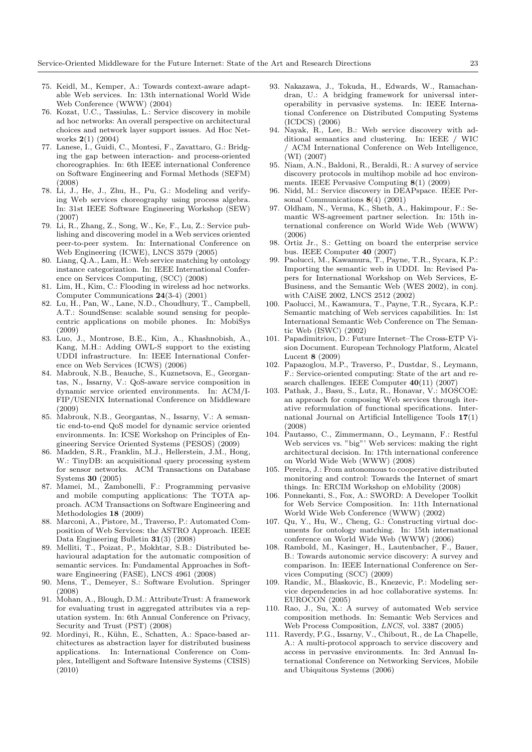75. Keidl, M., Kemper, A.: Towards context-aware adaptable Web services. In: 13th international World Wide Web Conference (WWW) (2004)
76. Kozat, U.C., Tassiulas, L.: Service discovery in mobile ad hoc networks: An overall perspective on architectural choices and network layer support issues. Ad Hoc Networks **2**(1) (2004)
77. Lanese, I., Guidi, C., Montesi, F., Zavattaro, G.: Bridging the gap between interaction- and process-oriented choreographies. In: 6th IEEE international Conference on Software Engineering and Formal Methods (SEFM) (2008)
78. Li, J., He, J., Zhu, H., Pu, G.: Modeling and verifying Web services choreography using process algebra. In: 31st IEEE Software Engineering Workshop (SEW) (2007)
79. Li, R., Zhang, Z., Song, W., Ke, F., Lu, Z.: Service publishing and discovering model in a Web services oriented peer-to-peer system. In: International Conference on Web Engineering (ICWE), LNCS 3579 (2005)
80. Liang, Q.A., Lam, H.: Web service matching by ontology instance categorization. In: IEEE International Conference on Services Computing, (SCC) (2008)
81. Lim, H., Kim, C.: Flooding in wireless ad hoc networks. Computer Communications **24**(3-4) (2001)
82. Lu, H., Pan, W., Lane, N.D., Choudhury, T., Campbell, A.T.: SoundSense: scalable sound sensing for people-centric applications on mobile phones. In: MobiSys (2009)
83. Luo, J., Montrose, B.E., Kim, A., Khashnobish, A., Kang, M.H.: Adding OWL-S support to the existing UDDI infrastructure. In: IEEE International Conference on Web Services (ICWS) (2006)
84. Mabrouk, N.B., Beauche, S., Kuznetsova, E., Georgantas, N., Issarny, V.: QoS-aware service composition in dynamic service oriented environments. In: ACM/IFIP/USENIX International Conference on Middleware (2009)
85. Mabrouk, N.B., Georgantas, N., Issarny, V.: A semantic end-to-end QoS model for dynamic service oriented environments. In: ICSE Workshop on Principles of Engineering Service Oriented Systems (PESOS) (2009)
86. Madden, S.R., Franklin, M.J., Hellerstein, J.M., Hong, W.: TinyDB: an acquisitional query processing system for sensor networks. ACM Transactions on Database Systems **30** (2005)
87. Mamei, M., Zambonelli, F.: Programming pervasive and mobile computing applications: The TOTA approach. ACM Transactions on Software Engineering and Methodologies **18** (2009)
88. Marconi, A., Pistore, M., Traverso, P.: Automated Composition of Web Services: the ASTRO Approach. IEEE Data Engineering Bulletin **31**(3) (2008)
89. Melliti, T., Poizat, P., Mokhtar, S.B.: Distributed behavioural adaptation for the automatic composition of semantic services. In: Fundamental Approaches in Software Engineering (FASE), LNCS 4961 (2008)
90. Mens, T., Demeyer, S.: Software Evolution. Springer (2008)
91. Mohan, A., Blough, D.M.: AttributeTrust: A framework for evaluating trust in aggregated attributes via a reputation system. In: 6th Annual Conference on Privacy, Security and Trust (PST) (2008)
92. Mordinyi, R., Kühn, E., Schatten, A.: Space-based architectures as abstraction layer for distributed business applications. In: International Conference on Complex, Intelligent and Software Intensive Systems (CISIS) (2010)
93. Nakazawa, J., Tokuda, H., Edwards, W., Ramachandran, U.: A bridging framework for universal interoperability in pervasive systems. In: IEEE International Conference on Distributed Computing Systems (ICDCS) (2006)
94. Nayak, R., Lee, B.: Web service discovery with additional semantics and clustering. In: IEEE / WIC / ACM International Conference on Web Intelligence, (WI) (2007)
95. Niam, A.N., Baldoni, R., Beraldi, R.: A survey of service discovery protocols in multihop mobile ad hoc environments. IEEE Pervasive Computing **8**(1) (2009)
96. Nidd, M.: Service discovery in DEAPspace. IEEE Personal Communications **8**(4) (2001)
97. Oldham, N., Verma, K., Sheth, A., Hakimpour, F.: Semantic WS-agreement partner selection. In: 15th international conference on World Wide Web (WWW) (2006)
98. Ortiz Jr., S.: Getting on board the enterprise service bus. IEEE Computer **40** (2007)
99. Paolucci, M., Kawamura, T., Payne, T.R., Sycara, K.P.: Importing the semantic web in UDDI. In: Revised Papers for International Workshop on Web Services, E-Business, and the Semantic Web (WES 2002), in conj. with CAiSE 2002, LNCS 2512 (2002)
100. Paolucci, M., Kawamura, T., Payne, T.R., Sycara, K.P.: Semantic matching of Web services capabilities. In: 1st International Semantic Web Conference on The Semantic Web (ISWC) (2002)
101. Papadimitriou, D.: Future Internet–The Cross-ETP Vision Document. European Technology Platform, Alcatel Lucent **8** (2009)
102. Papazoglou, M.P., Traverso, P., Dustdar, S., Leymann, F.: Service-oriented computing: State of the art and research challenges. IEEE Computer **40**(11) (2007)
103. Pathak, J., Basu, S., Lutz, R., Honavar, V.: MOSCOE: an approach for composing Web services through iterative reformulation of functional specifications. International Journal on Artificial Intelligence Tools **17**(1) (2008)
104. Pautasso, C., Zimmermann, O., Leymann, F.: Restful Web services vs. "big"' Web services: making the right architectural decision. In: 17th international conference on World Wide Web (WWW) (2008)
105. Pereira, J.: From autonomous to cooperative distributed monitoring and control: Towards the Internet of smart things. In: ERCIM Workshop on eMobility (2008)
106. Ponnekanti, S., Fox, A.: SWORD: A Developer Toolkit for Web Service Composition. In: 11th International World Wide Web Conference (WWW) (2002)
107. Qu, Y., Hu, W., Cheng, G.: Constructing virtual documents for ontology matching. In: 15th international conference on World Wide Web (WWW) (2006)
108. Rambold, M., Kasinger, H., Lautenbacher, F., Bauer, B.: Towards autonomic service discovery: A survey and comparison. In: IEEE International Conference on Services Computing (SCC) (2009)
109. Randic, M., Blaskovic, B., Knezevic, P.: Modeling service dependencies in ad hoc collaborative systems. In: EUROCON (2005)
110. Rao, J., Su, X.: A survey of automated Web service composition methods. In: Semantic Web Services and Web Process Composition, *LNCS*, vol. 3387 (2005)
111. Raverdy, P.G., Issarny, V., Chibout, R., de La Chapelle, A.: A multi-protocol approach to service discovery and access in pervasive environments. In: 3rd Annual International Conference on Networking Services, Mobile and Ubiquitous Systems (2006)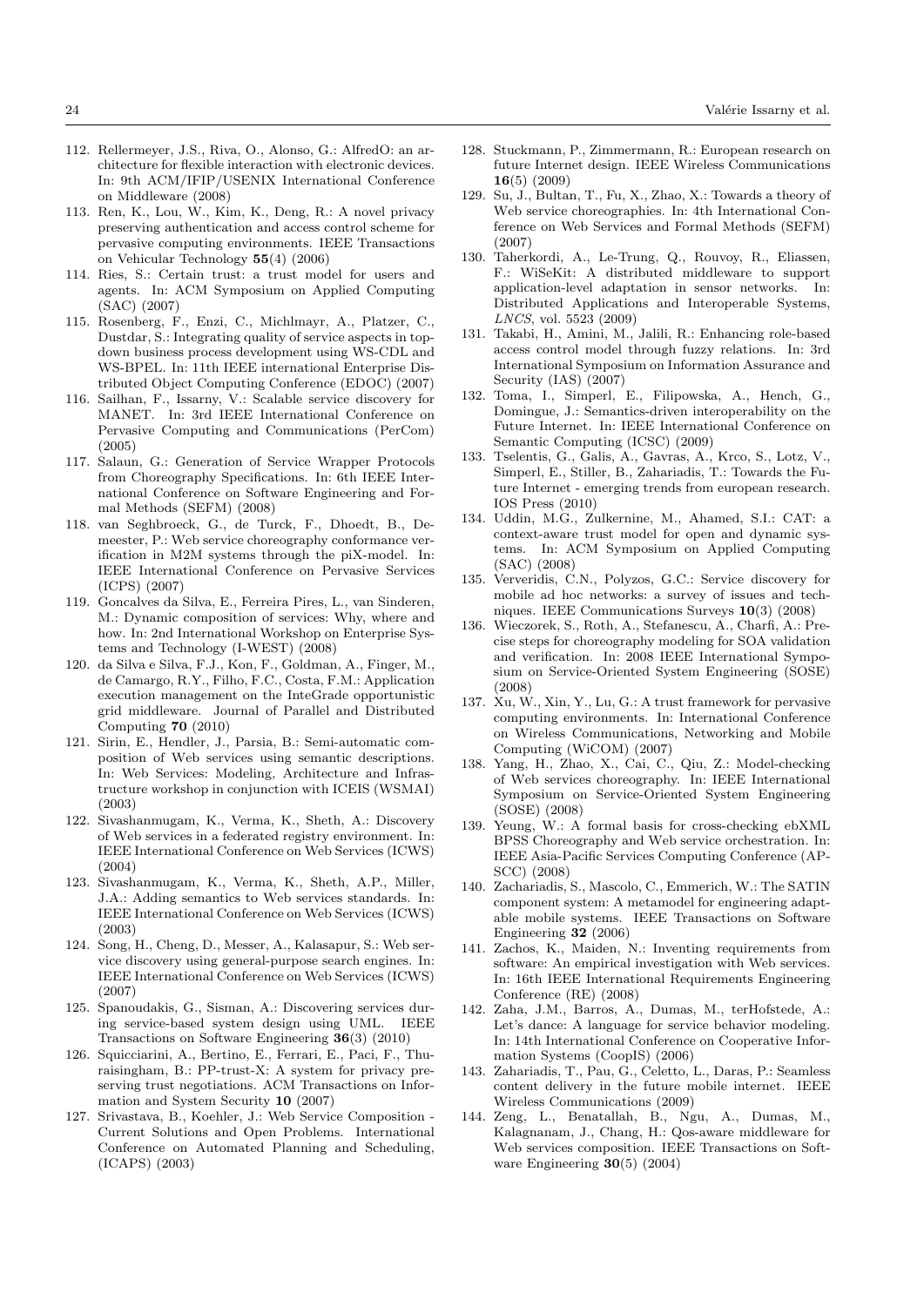112. Rellermeyer, J.S., Riva, O., Alonso, G.: AlfredO: an architecture for flexible interaction with electronic devices. In: 9th ACM/IFIP/USENIX International Conference on Middleware (2008)
113. Ren, K., Lou, W., Kim, K., Deng, R.: A novel privacy preserving authentication and access control scheme for pervasive computing environments. IEEE Transactions on Vehicular Technology **55**(4) (2006)
114. Ries, S.: Certain trust: a trust model for users and agents. In: ACM Symposium on Applied Computing (SAC) (2007)
115. Rosenberg, F., Enzi, C., Michlmayr, A., Platzer, C., Dustdar, S.: Integrating quality of service aspects in top-down business process development using WS-CDL and WS-BPEL. In: 11th IEEE international Enterprise Distributed Object Computing Conference (EDOC) (2007)
116. Sailhan, F., Issarny, V.: Scalable service discovery for MANET. In: 3rd IEEE International Conference on Pervasive Computing and Communications (PerCom) (2005)
117. Salaun, G.: Generation of Service Wrapper Protocols from Choreography Specifications. In: 6th IEEE International Conference on Software Engineering and Formal Methods (SEFM) (2008)
118. van Seghbroeck, G., de Turck, F., Dhoedt, B., Demeester, P.: Web service choreography conformance verification in M2M systems through the piX-model. In: IEEE International Conference on Pervasive Services (ICPS) (2007)
119. Goncalves da Silva, E., Ferreira Pires, L., van Sinderen, M.: Dynamic composition of services: Why, where and how. In: 2nd International Workshop on Enterprise Systems and Technology (I-WEST) (2008)
120. da Silva e Silva, F.J., Kon, F., Goldman, A., Finger, M., de Camargo, R.Y., Filho, F.C., Costa, F.M.: Application execution management on the InteGrade opportunistic grid middleware. Journal of Parallel and Distributed Computing **70** (2010)
121. Sirin, E., Hendler, J., Parsia, B.: Semi-automatic composition of Web services using semantic descriptions. In: Web Services: Modeling, Architecture and Infrastructure workshop in conjunction with ICEIS (WSMAI) (2003)
122. Sivashanmugam, K., Verma, K., Sheth, A.: Discovery of Web services in a federated registry environment. In: IEEE International Conference on Web Services (ICWS) (2004)
123. Sivashanmugam, K., Verma, K., Sheth, A.P., Miller, J.A.: Adding semantics to Web services standards. In: IEEE International Conference on Web Services (ICWS) (2003)
124. Song, H., Cheng, D., Messer, A., Kalasapur, S.: Web service discovery using general-purpose search engines. In: IEEE International Conference on Web Services (ICWS) (2007)
125. Spanoudakis, G., Sisman, A.: Discovering services during service-based system design using UML. IEEE Transactions on Software Engineering **36**(3) (2010)
126. Squicciarini, A., Bertino, E., Ferrari, E., Paci, F., Thuraisingham, B.: PP-trust-X: A system for privacy preserving trust negotiations. ACM Transactions on Information and System Security **10** (2007)
127. Srivastava, B., Koehler, J.: Web Service Composition - Current Solutions and Open Problems. International Conference on Automated Planning and Scheduling, (ICAPS) (2003)
128. Stuckmann, P., Zimmermann, R.: European research on future Internet design. IEEE Wireless Communications **16**(5) (2009)
129. Su, J., Bultan, T., Fu, X., Zhao, X.: Towards a theory of Web service choreographies. In: 4th International Conference on Web Services and Formal Methods (SEFM) (2007)
130. Taherkordi, A., Le-Trung, Q., Rouvoy, R., Eliassen, F.: WiSeKit: A distributed middleware to support application-level adaptation in sensor networks. In: Distributed Applications and Interoperable Systems, *LNCS*, vol. 5523 (2009)
131. Takabi, H., Amini, M., Jalili, R.: Enhancing role-based access control model through fuzzy relations. In: 3rd International Symposium on Information Assurance and Security (IAS) (2007)
132. Toma, I., Simperl, E., Filipowska, A., Hench, G., Domingue, J.: Semantics-driven interoperability on the Future Internet. In: IEEE International Conference on Semantic Computing (ICSC) (2009)
133. Tselentis, G., Galis, A., Gavras, A., Krco, S., Lotz, V., Simperl, E., Stiller, B., Zahariadis, T.: Towards the Future Internet - emerging trends from european research. IOS Press (2010)
134. Uddin, M.G., Zulkernine, M., Ahamed, S.I.: CAT: a context-aware trust model for open and dynamic systems. In: ACM Symposium on Applied Computing (SAC) (2008)
135. Ververidis, C.N., Polyzos, G.C.: Service discovery for mobile ad hoc networks: a survey of issues and techniques. IEEE Communications Surveys **10**(3) (2008)
136. Wieczorek, S., Roth, A., Stefanescu, A., Charfi, A.: Precise steps for choreography modeling for SOA validation and verification. In: 2008 IEEE International Symposium on Service-Oriented System Engineering (SOSE) (2008)
137. Xu, W., Xin, Y., Lu, G.: A trust framework for pervasive computing environments. In: International Conference on Wireless Communications, Networking and Mobile Computing (WiCOM) (2007)
138. Yang, H., Zhao, X., Cai, C., Qiu, Z.: Model-checking of Web services choreography. In: IEEE International Symposium on Service-Oriented System Engineering (SOSE) (2008)
139. Yeung, W.: A formal basis for cross-checking ebXML BPSS Choreography and Web service orchestration. In: IEEE Asia-Pacific Services Computing Conference (AP-SCC) (2008)
140. Zachariadis, S., Mascolo, C., Emmerich, W.: The SATIN component system: A metamodel for engineering adaptable mobile systems. IEEE Transactions on Software Engineering **32** (2006)
141. Zachos, K., Maiden, N.: Inventing requirements from software: An empirical investigation with Web services. In: 16th IEEE International Requirements Engineering Conference (RE) (2008)
142. Zaha, J.M., Barros, A., Dumas, M., terHofstede, A.: Let's dance: A language for service behavior modeling. In: 14th International Conference on Cooperative Information Systems (CoopIS) (2006)
143. Zahariadis, T., Pau, G., Celetto, L., Daras, P.: Seamless content delivery in the future mobile internet. IEEE Wireless Communications (2009)
144. Zeng, L., Benatallah, B., Ngu, A., Dumas, M., Kalagnanam, J., Chang, H.: Qos-aware middleware for Web services composition. IEEE Transactions on Software Engineering **30**(5) (2004)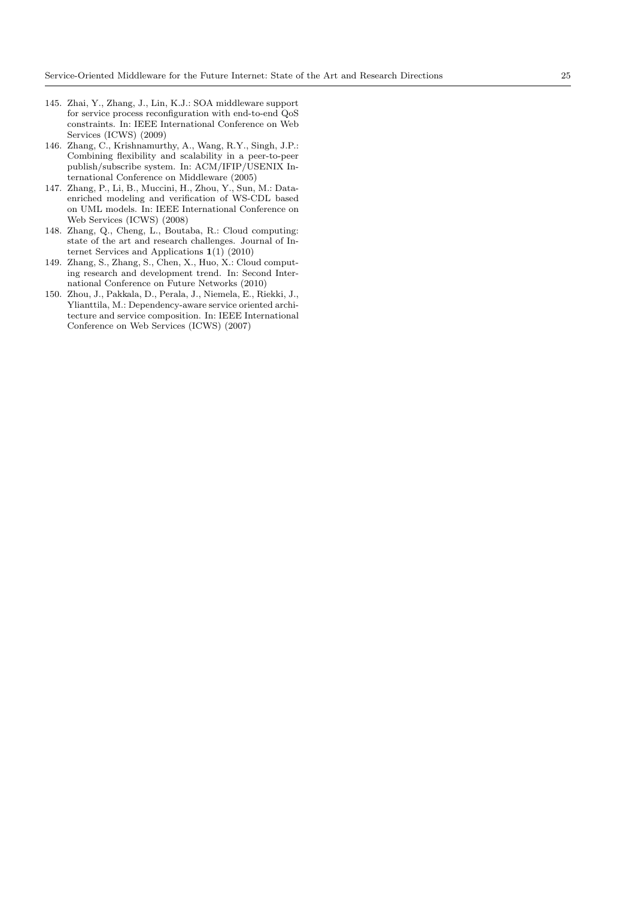145. Zhai, Y., Zhang, J., Lin, K.J.: SOA middleware support for service process reconfiguration with end-to-end QoS constraints. In: IEEE International Conference on Web Services (ICWS) (2009)
146. Zhang, C., Krishnamurthy, A., Wang, R.Y., Singh, J.P.: Combining flexibility and scalability in a peer-to-peer publish/subscribe system. In: ACM/IFIP/USENIX International Conference on Middleware (2005)
147. Zhang, P., Li, B., Muccini, H., Zhou, Y., Sun, M.: Data-enriched modeling and verification of WS-CDL based on UML models. In: IEEE International Conference on Web Services (ICWS) (2008)
148. Zhang, Q., Cheng, L., Boutaba, R.: Cloud computing: state of the art and research challenges. Journal of Internet Services and Applications **1**(1) (2010)
149. Zhang, S., Zhang, S., Chen, X., Huo, X.: Cloud computing research and development trend. In: Second International Conference on Future Networks (2010)
150. Zhou, J., Pakkala, D., Perala, J., Niemela, E., Riekki, J., Ylianttila, M.: Dependency-aware service oriented architecture and service composition. In: IEEE International Conference on Web Services (ICWS) (2007)